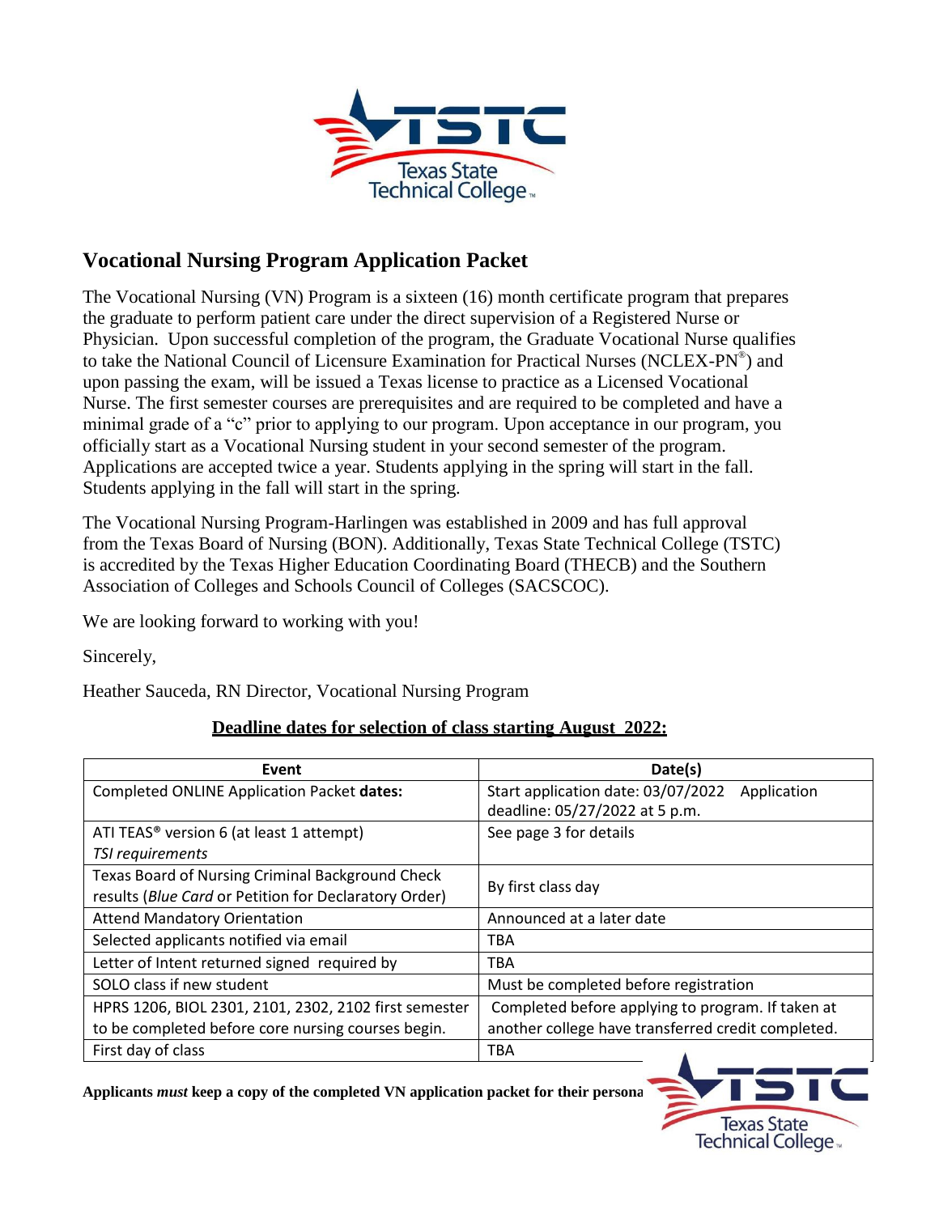## Vocational Nursing Program Application Packet

The Vocational Nursing (VN) Program is a sixteen (16) month certificate program that prepares the graduate to perform patient care under the direct supervision of a Registered Nurse or Physician. Upon successful completion of the program, the Graduate Vocational Nurse qualifies to take the National Council of Licensure Examination for Practical Nurses (NCLEX-PN®) and upon passing the exam, will be issued a Texas license to practice as a Licensed Vocational Nurse. The first semester courses are prerequisites and are required to be completed and have a minimal grade of a "c" prior to applying to our program. Upon acceptance in our program, you officially start as a Vocational Nursing student in your second semester of the program. Applications are accepted twice a year. Students applying in the spring will start in the fall. Students applying in the fall will start in the spring.

The Vocational Nursing Program-Harlingen was established in 2009 and has full approval from the Texas Board of Nursing (BON). Additionally, Texas State Technical College (TSTC) is accredited by the Texas Higher Education Coordinating Board (THECB) and the Southern Association of Colleges and Schools Council of Colleges (SACSCOC).

We are looking forward to working with you!

Sincerely,

Heather Sauceda, RN Director, Vocational Nursing Program

**Deadline dates for selection of class starting August 2022:**

| Event | Date(s) |
|---|---|
| Completed ONLINE Application Packet **dates:** | Start application date: 03/07/2022 Application deadline: 05/27/2022 at 5 p.m. |
| ATI TEAS® version 6 (at least 1 attempt) *TSI requirements* | See page 3 for details |
| Texas Board of Nursing Criminal Background Check results (*Blue Card* or Petition for Declaratory Order) | By first class day |
| Attend Mandatory Orientation | Announced at a later date |
| Selected applicants notified via email | TBA |
| Letter of Intent returned signed required by | TBA |
| SOLO class if new student | Must be completed before registration |
| HPRS 1206, BIOL 2301, 2101, 2302, 2102 first semester to be completed before core nursing courses begin. | Completed before applying to program. If taken at another college have transferred credit completed. |
| First day of class | TBA |

**Applicants *must* keep a copy of the completed VN application packet for their persona**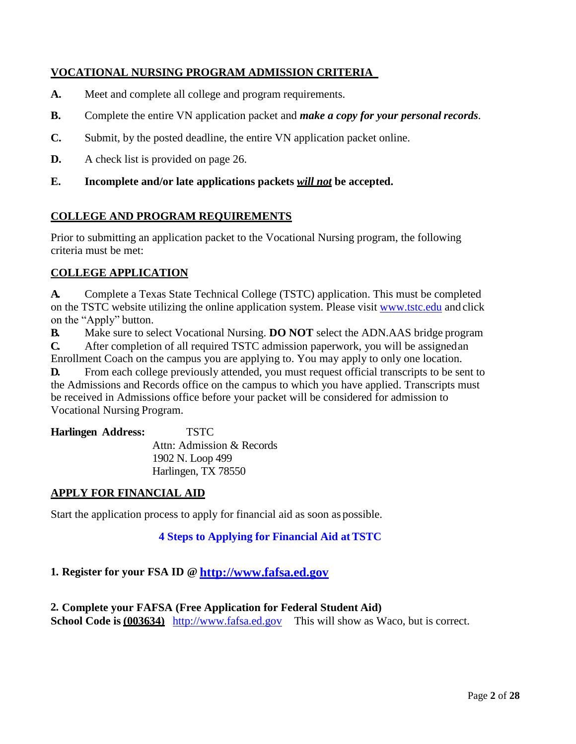## VOCATIONAL NURSING PROGRAM ADMISSION CRITERIA

**A.** Meet and complete all college and program requirements.

**B.** Complete the entire VN application packet and ***make a copy for your personal records***.

**C.** Submit, by the posted deadline, the entire VN application packet online.

**D.** A check list is provided on page 26.

**E.** **Incomplete and/or late applications packets *will not* be accepted.**

## COLLEGE AND PROGRAM REQUIREMENTS

Prior to submitting an application packet to the Vocational Nursing program, the following criteria must be met:

## COLLEGE APPLICATION

**A.** Complete a Texas State Technical College (TSTC) application. This must be completed on the TSTC website utilizing the online application system. Please visit www.tstc.edu and click on the "Apply" button.

**B.** Make sure to select Vocational Nursing. **DO NOT** select the ADN.AAS bridge program

**C.** After completion of all required TSTC admission paperwork, you will be assigned an Enrollment Coach on the campus you are applying to. You may apply to only one location.

**D.** From each college previously attended, you must request official transcripts to be sent to the Admissions and Records office on the campus to which you have applied. Transcripts must be received in Admissions office before your packet will be considered for admission to Vocational Nursing Program.

**Harlingen Address:**

TSTC
Attn: Admission & Records
1902 N. Loop 499
Harlingen, TX 78550

## APPLY FOR FINANCIAL AID

Start the application process to apply for financial aid as soon as possible.

**4 Steps to Applying for Financial Aid at TSTC**

**1. Register for your FSA ID @ http://www.fafsa.ed.gov**

**2. Complete your FAFSA (Free Application for Federal Student Aid)**
**School Code is (003634)** http://www.fafsa.ed.gov This will show as Waco, but is correct.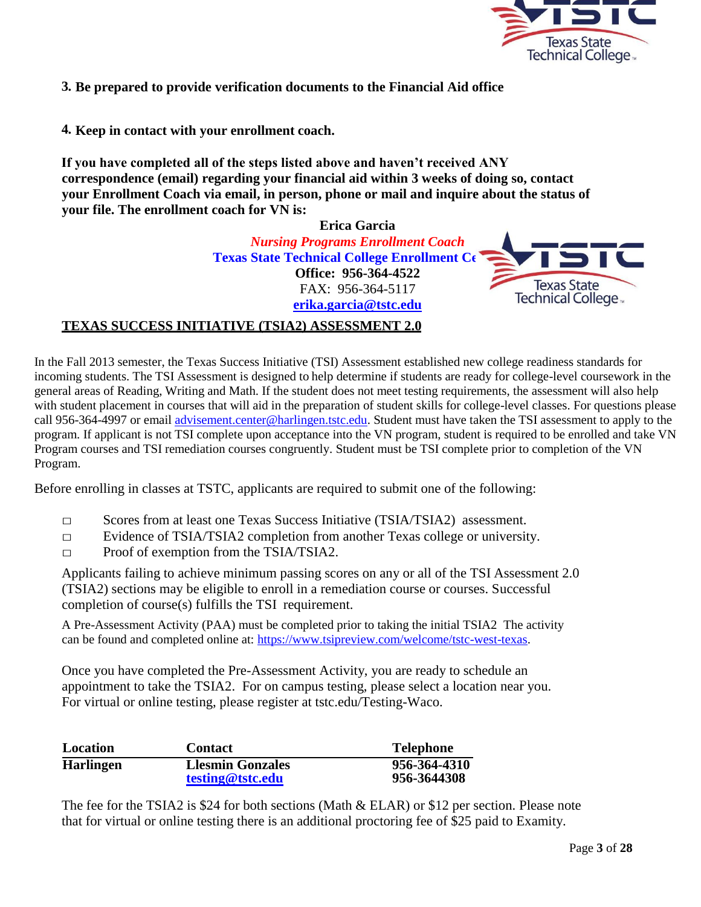**3. Be prepared to provide verification documents to the Financial Aid office**

**4. Keep in contact with your enrollment coach.**

**If you have completed all of the steps listed above and haven't received ANY correspondence (email) regarding your financial aid within 3 weeks of doing so, contact your Enrollment Coach via email, in person, phone or mail and inquire about the status of your file. The enrollment coach for VN is:**

**Erica Garcia**
***Nursing Programs Enrollment Coach***
**Texas State Technical College Enrollment Ce**
**Office: 956-364-4522**
FAX: 956-364-5117
**erika.garcia@tstc.edu**

## TEXAS SUCCESS INITIATIVE (TSIA2) ASSESSMENT 2.0

In the Fall 2013 semester, the Texas Success Initiative (TSI) Assessment established new college readiness standards for incoming students. The TSI Assessment is designed to help determine if students are ready for college-level coursework in the general areas of Reading, Writing and Math. If the student does not meet testing requirements, the assessment will also help with student placement in courses that will aid in the preparation of student skills for college-level classes. For questions please call 956-364-4997 or email advisement.center@harlingen.tstc.edu. Student must have taken the TSI assessment to apply to the program. If applicant is not TSI complete upon acceptance into the VN program, student is required to be enrolled and take VN Program courses and TSI remediation courses congruently. Student must be TSI complete prior to completion of the VN Program.

Before enrolling in classes at TSTC, applicants are required to submit one of the following:

- □ Scores from at least one Texas Success Initiative (TSIA/TSIA2) assessment.
- □ Evidence of TSIA/TSIA2 completion from another Texas college or university.
- □ Proof of exemption from the TSIA/TSIA2.

Applicants failing to achieve minimum passing scores on any or all of the TSI Assessment 2.0 (TSIA2) sections may be eligible to enroll in a remediation course or courses. Successful completion of course(s) fulfills the TSI requirement.

A Pre-Assessment Activity (PAA) must be completed prior to taking the initial TSIA2 The activity can be found and completed online at: https://www.tsipreview.com/welcome/tstc-west-texas.

Once you have completed the Pre-Assessment Activity, you are ready to schedule an appointment to take the TSIA2. For on campus testing, please select a location near you. For virtual or online testing, please register at tstc.edu/Testing-Waco.

| Location | Contact | Telephone |
|---|---|---|
| **Harlingen** | **Llesmin Gonzales**<br>**testing@tstc.edu** | **956-364-4310**<br>**956-3644308** |

The fee for the TSIA2 is $24 for both sections (Math & ELAR) or $12 per section. Please note that for virtual or online testing there is an additional proctoring fee of $25 paid to Examity.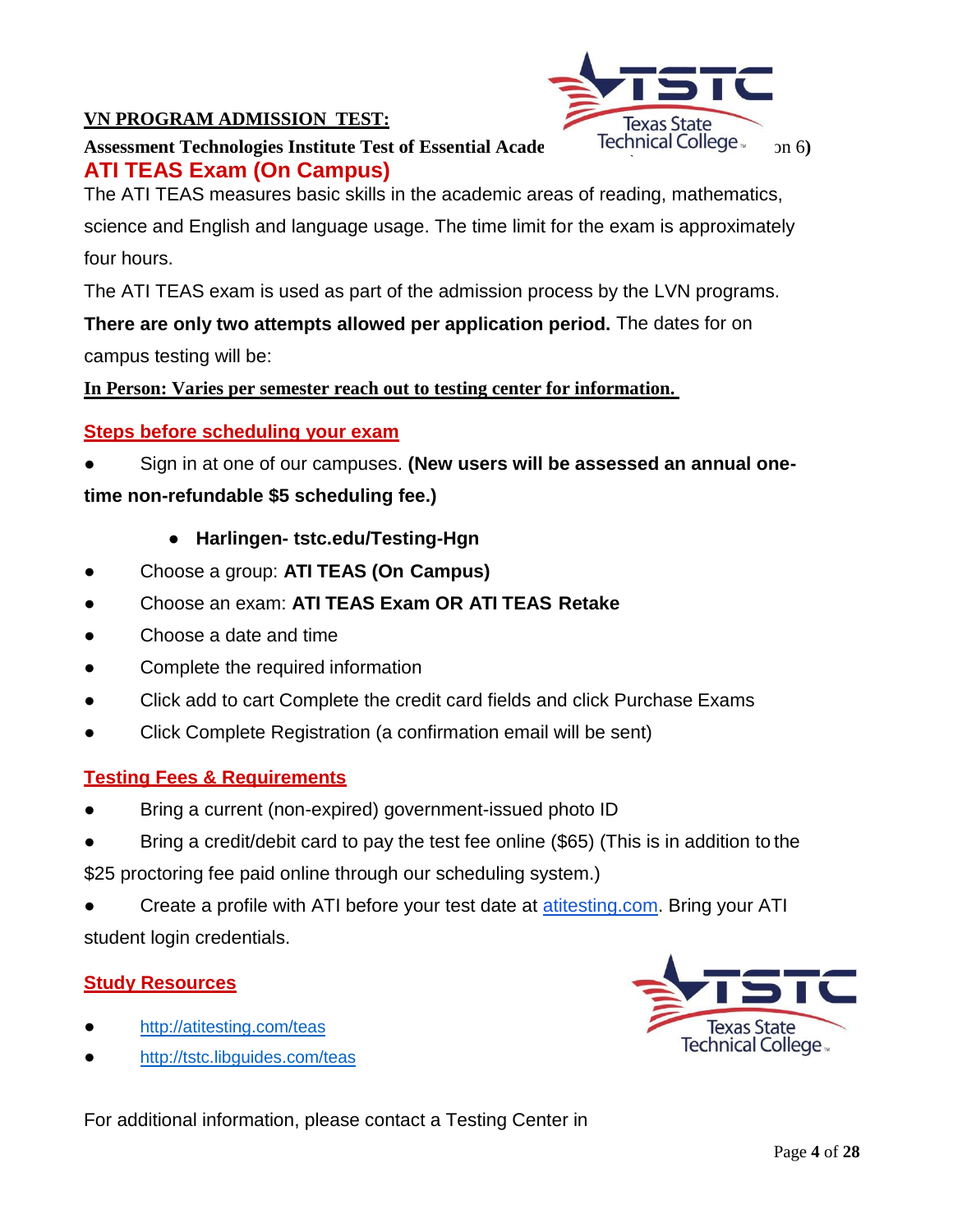**VN PROGRAM ADMISSION TEST:**

**Assessment Technologies Institute Test of Essential Acade ... on 6)**

## ATI TEAS Exam (On Campus)

The ATI TEAS measures basic skills in the academic areas of reading, mathematics, science and English and language usage. The time limit for the exam is approximately four hours.

The ATI TEAS exam is used as part of the admission process by the LVN programs.

**There are only two attempts allowed per application period.** The dates for on campus testing will be:

**In Person: Varies per semester reach out to testing center for information.**

### Steps before scheduling your exam

- Sign in at one of our campuses. **(New users will be assessed an annual one-time non-refundable $5 scheduling fee.)**
    - **Harlingen- tstc.edu/Testing-Hgn**
- Choose a group: **ATI TEAS (On Campus)**
- Choose an exam: **ATI TEAS Exam OR ATI TEAS Retake**
- Choose a date and time
- Complete the required information
- Click add to cart Complete the credit card fields and click Purchase Exams
- Click Complete Registration (a confirmation email will be sent)

### Testing Fees & Requirements

- Bring a current (non-expired) government-issued photo ID
- Bring a credit/debit card to pay the test fee online ($65) (This is in addition to the $25 proctoring fee paid online through our scheduling system.)
- Create a profile with ATI before your test date at atitesting.com. Bring your ATI student login credentials.

### Study Resources

- http://atitesting.com/teas
- http://tstc.libguides.com/teas

For additional information, please contact a Testing Center in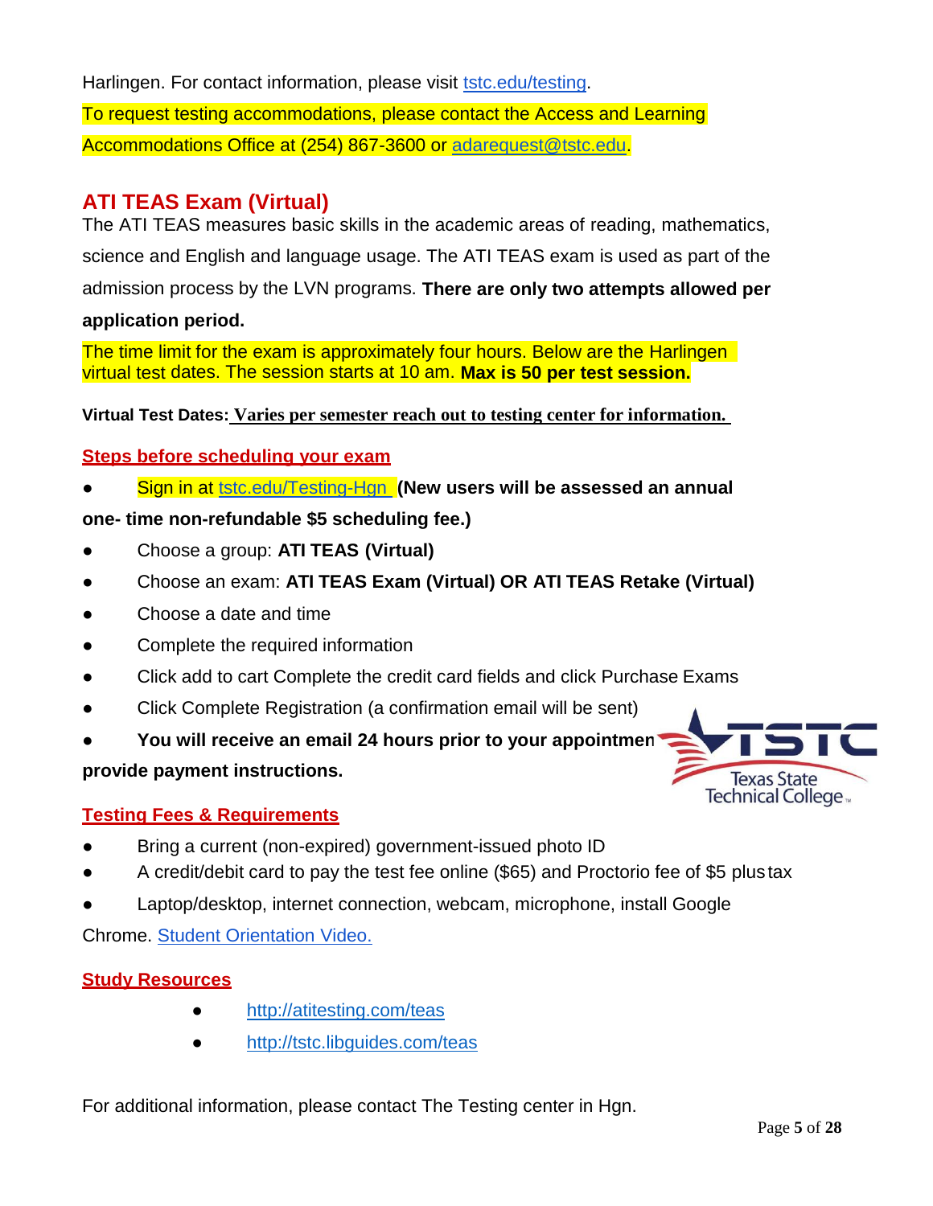Harlingen. For contact information, please visit tstc.edu/testing.

To request testing accommodations, please contact the Access and Learning Accommodations Office at (254) 867-3600 or adarequest@tstc.edu.

## ATI TEAS Exam (Virtual)

The ATI TEAS measures basic skills in the academic areas of reading, mathematics, science and English and language usage. The ATI TEAS exam is used as part of the admission process by the LVN programs. **There are only two attempts allowed per application period.**

The time limit for the exam is approximately four hours. Below are the Harlingen virtual test dates. The session starts at 10 am. **Max is 50 per test session.**

**Virtual Test Dates: Varies per semester reach out to testing center for information.**

### Steps before scheduling your exam

- Sign in at tstc.edu/Testing-Hgn **(New users will be assessed an annual one- time non-refundable $5 scheduling fee.)**
- Choose a group: **ATI TEAS (Virtual)**
- Choose an exam: **ATI TEAS Exam (Virtual) OR ATI TEAS Retake (Virtual)**
- Choose a date and time
- Complete the required information
- Click add to cart Complete the credit card fields and click Purchase Exams
- Click Complete Registration (a confirmation email will be sent)
- **You will receive an email 24 hours prior to your appointmen provide payment instructions.**

### Testing Fees & Requirements

- Bring a current (non-expired) government-issued photo ID
- A credit/debit card to pay the test fee online ($65) and Proctorio fee of $5 plus tax
- Laptop/desktop, internet connection, webcam, microphone, install Google Chrome. Student Orientation Video.

### Study Resources

- http://atitesting.com/teas
- http://tstc.libguides.com/teas

For additional information, please contact The Testing center in Hgn.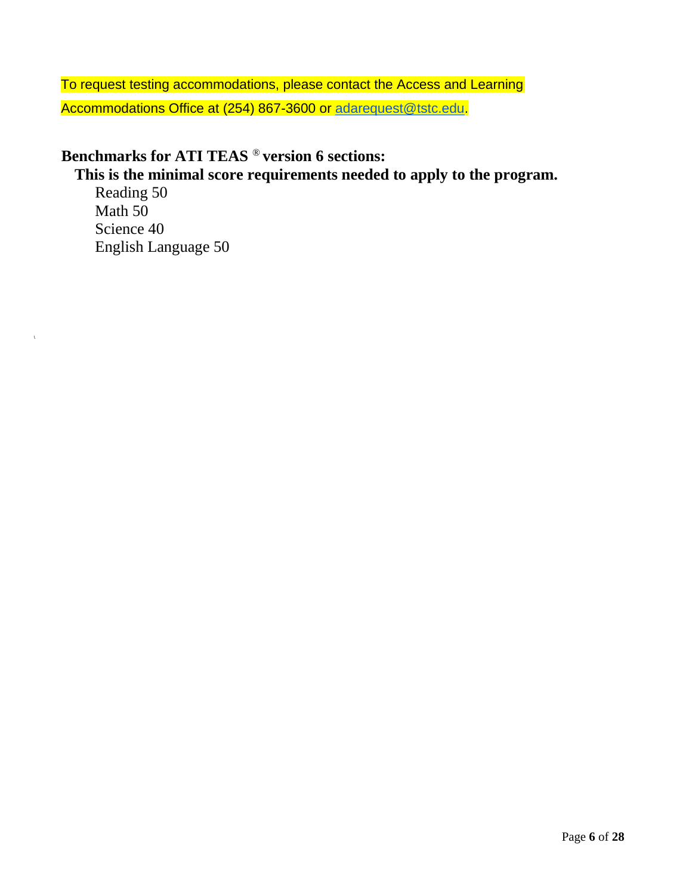To request testing accommodations, please contact the Access and Learning Accommodations Office at (254) 867-3600 or adarequest@tstc.edu.

**Benchmarks for ATI TEAS ® version 6 sections:**

**This is the minimal score requirements needed to apply to the program.**

Reading 50
Math 50
Science 40
English Language 50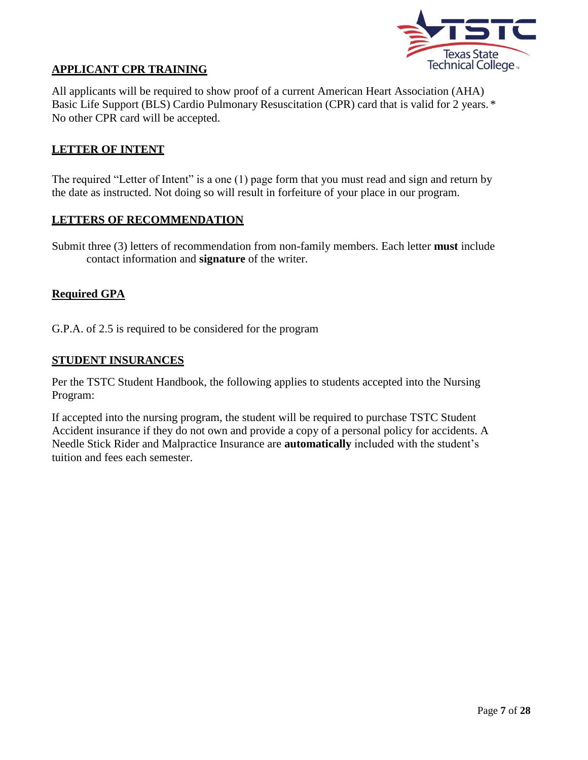## APPLICANT CPR TRAINING

All applicants will be required to show proof of a current American Heart Association (AHA) Basic Life Support (BLS) Cardio Pulmonary Resuscitation (CPR) card that is valid for 2 years. * No other CPR card will be accepted.

## LETTER OF INTENT

The required "Letter of Intent" is a one (1) page form that you must read and sign and return by the date as instructed. Not doing so will result in forfeiture of your place in our program.

## LETTERS OF RECOMMENDATION

Submit three (3) letters of recommendation from non-family members. Each letter **must** include contact information and **signature** of the writer.

## Required GPA

G.P.A. of 2.5 is required to be considered for the program

## STUDENT INSURANCES

Per the TSTC Student Handbook, the following applies to students accepted into the Nursing Program:

If accepted into the nursing program, the student will be required to purchase TSTC Student Accident insurance if they do not own and provide a copy of a personal policy for accidents. A Needle Stick Rider and Malpractice Insurance are **automatically** included with the student's tuition and fees each semester.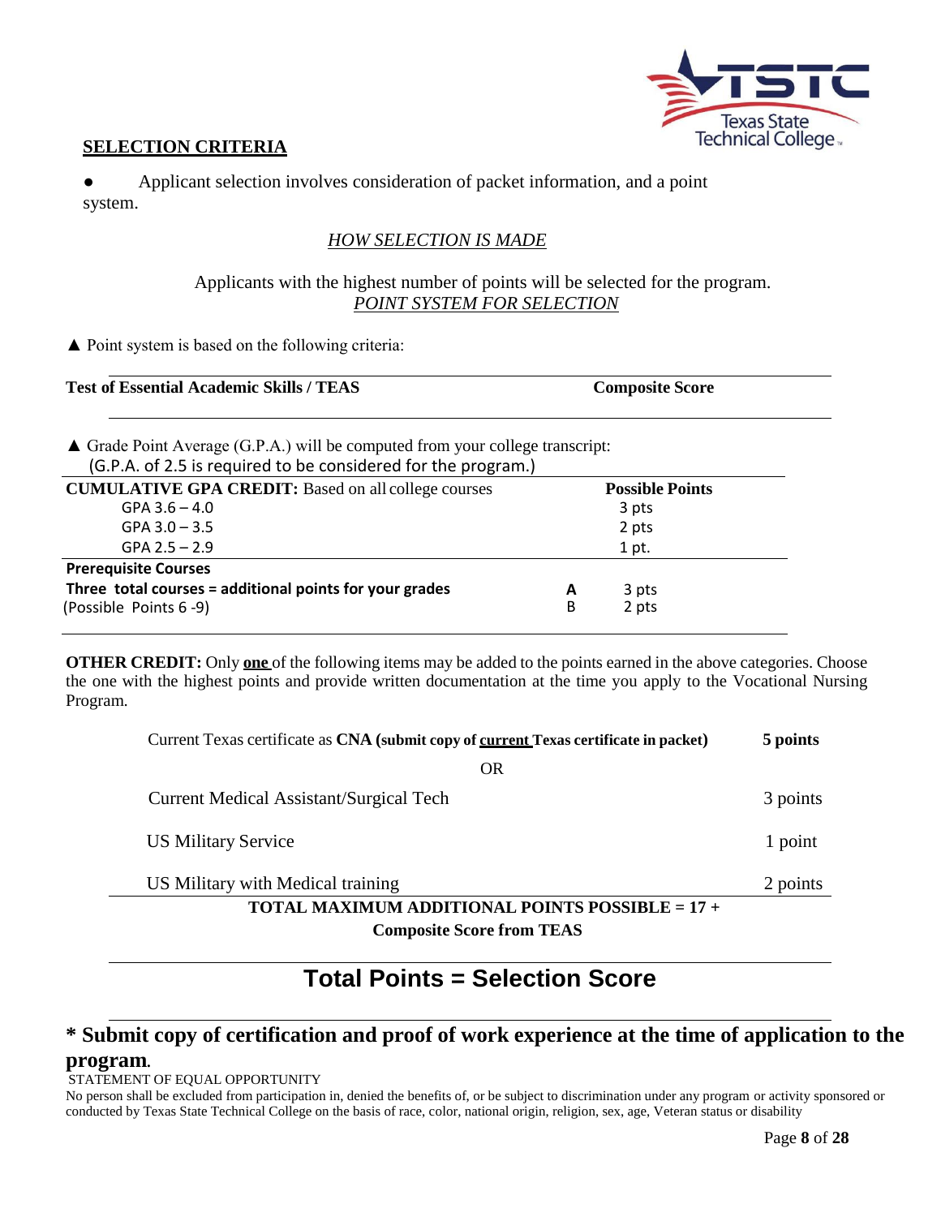## SELECTION CRITERIA

- Applicant selection involves consideration of packet information, and a point system.

*HOW SELECTION IS MADE*

Applicants with the highest number of points will be selected for the program.

*POINT SYSTEM FOR SELECTION*

▲ Point system is based on the following criteria:

| Test of Essential Academic Skills / TEAS | Composite Score |
|---|---|

▲ Grade Point Average (G.P.A.) will be computed from your college transcript:
(G.P.A. of 2.5 is required to be considered for the program.)

| CUMULATIVE GPA CREDIT: Based on all college courses | | Possible Points |
|---|---|---|
| GPA 3.6 – 4.0 | | 3 pts |
| GPA 3.0 – 3.5 | | 2 pts |
| GPA 2.5 – 2.9 | | 1 pt. |
| **Prerequisite Courses** | | |
| **Three total courses = additional points for your grades** | **A** | 3 pts |
| (Possible Points 6 -9) | B | 2 pts |

**OTHER CREDIT:** Only **one** of the following items may be added to the points earned in the above categories. Choose the one with the highest points and provide written documentation at the time you apply to the Vocational Nursing Program.

| | |
|---|---|
| Current Texas certificate as **CNA (submit copy of current Texas certificate in packet)** | **5 points** |
| OR | |
| Current Medical Assistant/Surgical Tech | 3 points |
| US Military Service | 1 point |
| US Military with Medical training | 2 points |

**TOTAL MAXIMUM ADDITIONAL POINTS POSSIBLE = 17 + Composite Score from TEAS**

# Total Points = Selection Score

## * Submit copy of certification and proof of work experience at the time of application to the program.

STATEMENT OF EQUAL OPPORTUNITY

No person shall be excluded from participation in, denied the benefits of, or be subject to discrimination under any program or activity sponsored or conducted by Texas State Technical College on the basis of race, color, national origin, religion, sex, age, Veteran status or disability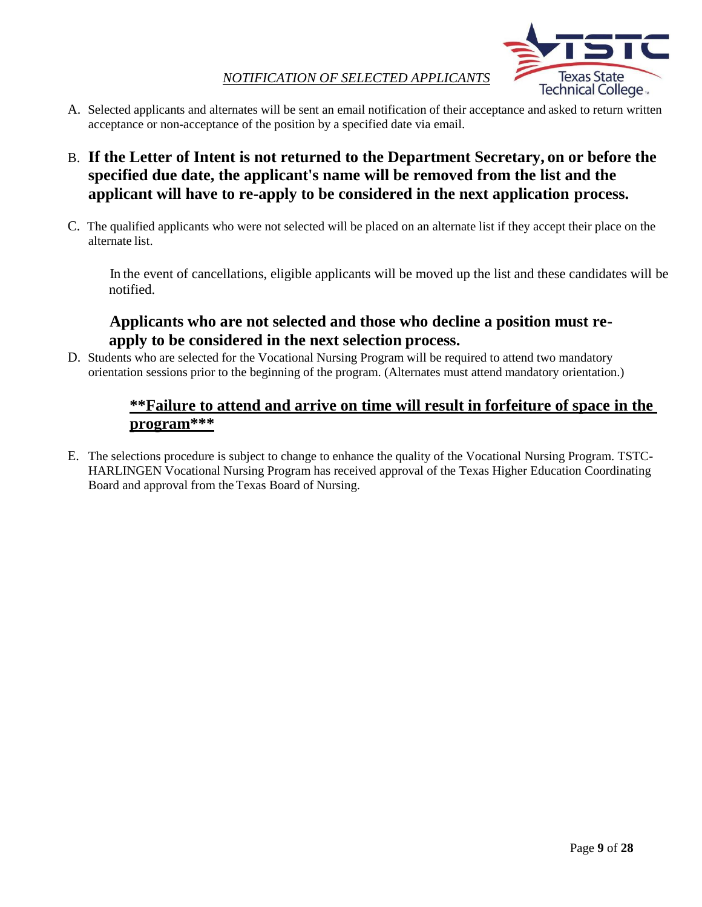## *NOTIFICATION OF SELECTED APPLICANTS*

A. Selected applicants and alternates will be sent an email notification of their acceptance and asked to return written acceptance or non-acceptance of the position by a specified date via email.

B. **If the Letter of Intent is not returned to the Department Secretary, on or before the specified due date, the applicant's name will be removed from the list and the applicant will have to re-apply to be considered in the next application process.**

C. The qualified applicants who were not selected will be placed on an alternate list if they accept their place on the alternate list.

   In the event of cancellations, eligible applicants will be moved up the list and these candidates will be notified.

   **Applicants who are not selected and those who decline a position must re-apply to be considered in the next selection process.**

D. Students who are selected for the Vocational Nursing Program will be required to attend two mandatory orientation sessions prior to the beginning of the program. (Alternates must attend mandatory orientation.)

   <u>**\*\*Failure to attend and arrive on time will result in forfeiture of space in the program\*\*\***</u>

E. The selections procedure is subject to change to enhance the quality of the Vocational Nursing Program. TSTC-HARLINGEN Vocational Nursing Program has received approval of the Texas Higher Education Coordinating Board and approval from the Texas Board of Nursing.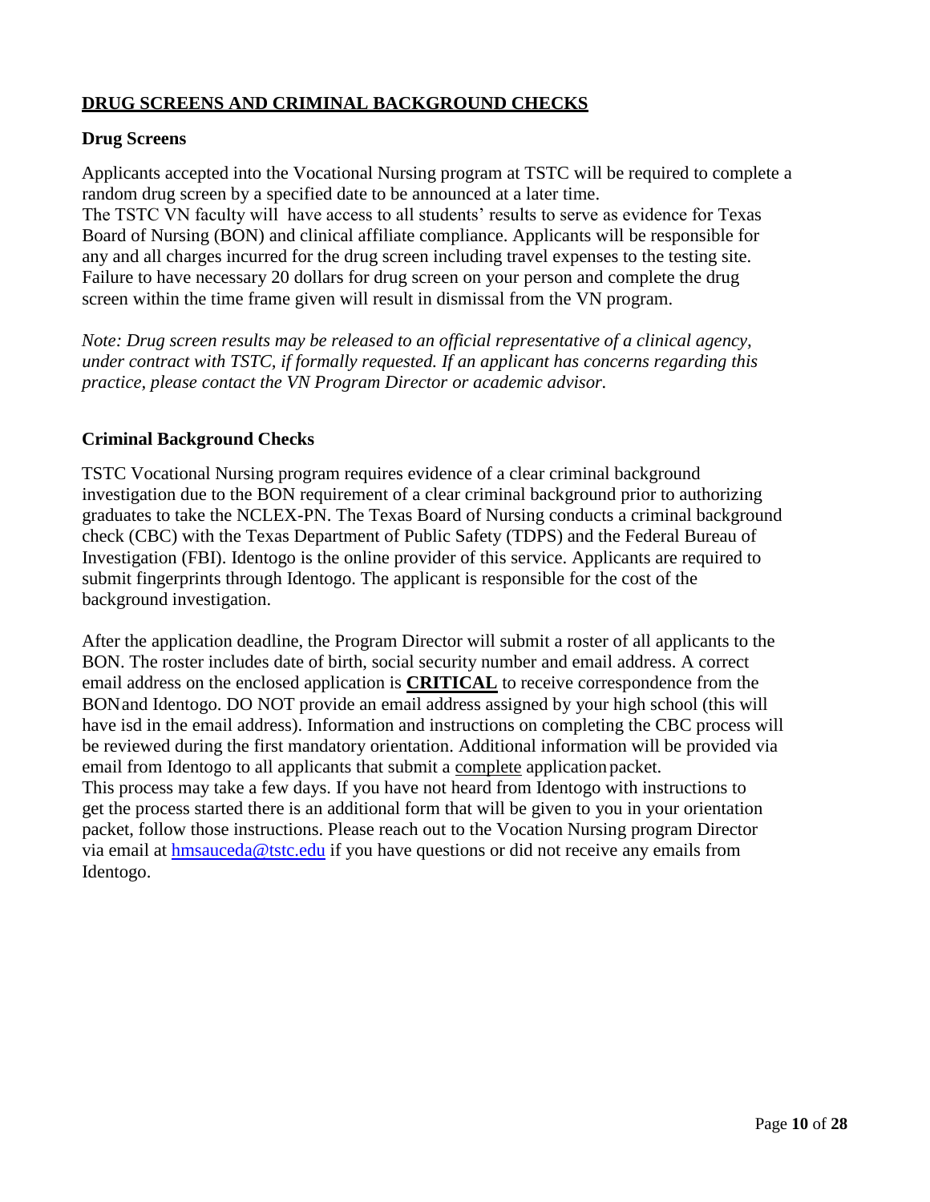## <u>**DRUG SCREENS AND CRIMINAL BACKGROUND CHECKS**</u>

### Drug Screens

Applicants accepted into the Vocational Nursing program at TSTC will be required to complete a random drug screen by a specified date to be announced at a later time.
The TSTC VN faculty will have access to all students' results to serve as evidence for Texas Board of Nursing (BON) and clinical affiliate compliance. Applicants will be responsible for any and all charges incurred for the drug screen including travel expenses to the testing site. Failure to have necessary 20 dollars for drug screen on your person and complete the drug screen within the time frame given will result in dismissal from the VN program.

*Note: Drug screen results may be released to an official representative of a clinical agency, under contract with TSTC, if formally requested. If an applicant has concerns regarding this practice, please contact the VN Program Director or academic advisor.*

### Criminal Background Checks

TSTC Vocational Nursing program requires evidence of a clear criminal background investigation due to the BON requirement of a clear criminal background prior to authorizing graduates to take the NCLEX-PN. The Texas Board of Nursing conducts a criminal background check (CBC) with the Texas Department of Public Safety (TDPS) and the Federal Bureau of Investigation (FBI). Identogo is the online provider of this service. Applicants are required to submit fingerprints through Identogo. The applicant is responsible for the cost of the background investigation.

After the application deadline, the Program Director will submit a roster of all applicants to the BON. The roster includes date of birth, social security number and email address. A correct email address on the enclosed application is <u>**CRITICAL**</u> to receive correspondence from the BON and Identogo. DO NOT provide an email address assigned by your high school (this will have isd in the email address). Information and instructions on completing the CBC process will be reviewed during the first mandatory orientation. Additional information will be provided via email from Identogo to all applicants that submit a <u>complete</u> application packet.
This process may take a few days. If you have not heard from Identogo with instructions to get the process started there is an additional form that will be given to you in your orientation packet, follow those instructions. Please reach out to the Vocation Nursing program Director via email at [hmsauceda@tstc.edu](mailto:hmsauceda@tstc.edu) if you have questions or did not receive any emails from Identogo.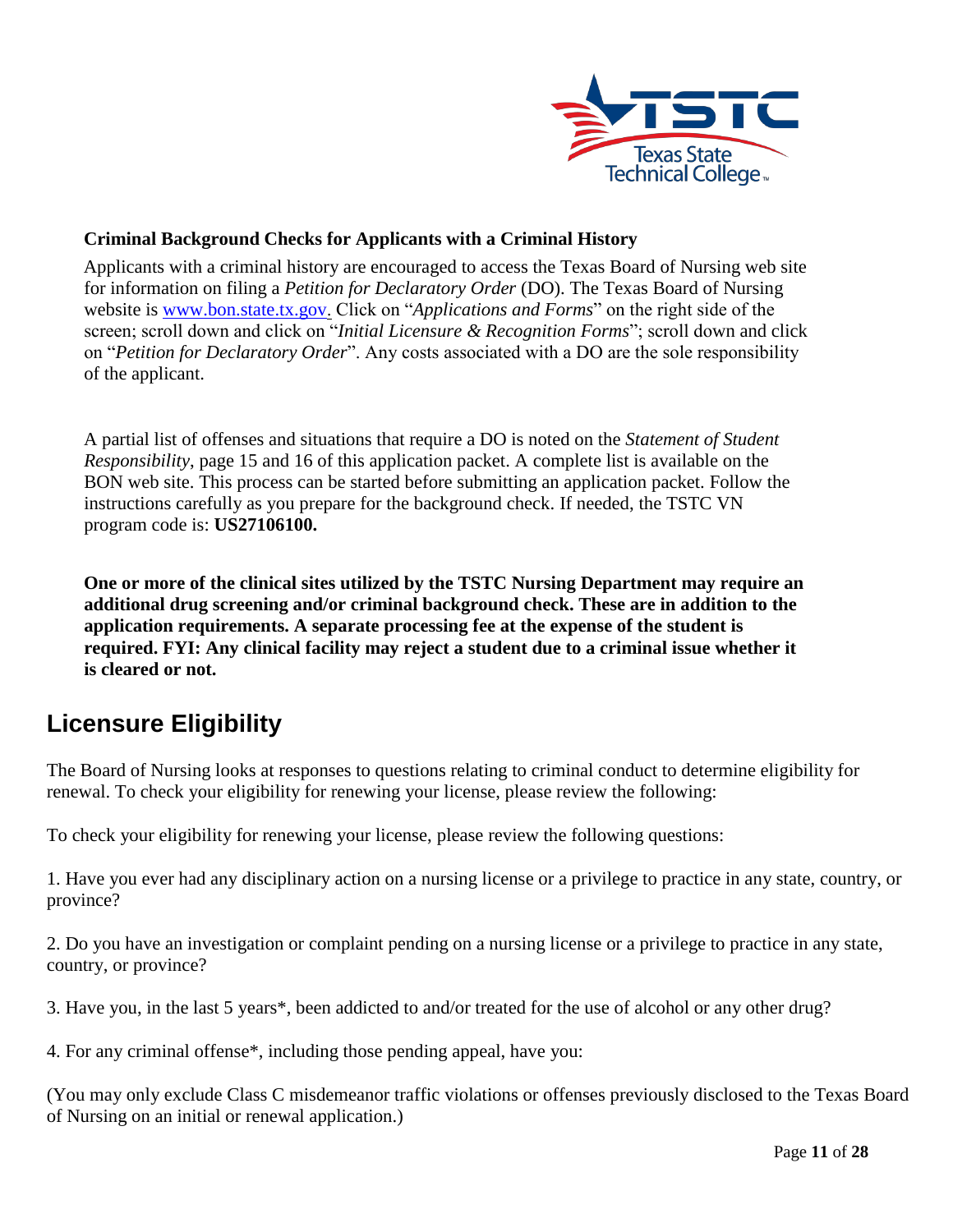**Criminal Background Checks for Applicants with a Criminal History**

Applicants with a criminal history are encouraged to access the Texas Board of Nursing web site for information on filing a *Petition for Declaratory Order* (DO). The Texas Board of Nursing website is www.bon.state.tx.gov. Click on "*Applications and Forms*" on the right side of the screen; scroll down and click on "*Initial Licensure & Recognition Forms*"; scroll down and click on "*Petition for Declaratory Order*". Any costs associated with a DO are the sole responsibility of the applicant.

A partial list of offenses and situations that require a DO is noted on the *Statement of Student Responsibility*, page 15 and 16 of this application packet. A complete list is available on the BON web site. This process can be started before submitting an application packet. Follow the instructions carefully as you prepare for the background check. If needed, the TSTC VN program code is: **US27106100.**

**One or more of the clinical sites utilized by the TSTC Nursing Department may require an additional drug screening and/or criminal background check. These are in addition to the application requirements. A separate processing fee at the expense of the student is required. FYI: Any clinical facility may reject a student due to a criminal issue whether it is cleared or not.**

## Licensure Eligibility

The Board of Nursing looks at responses to questions relating to criminal conduct to determine eligibility for renewal. To check your eligibility for renewing your license, please review the following:

To check your eligibility for renewing your license, please review the following questions:

1. Have you ever had any disciplinary action on a nursing license or a privilege to practice in any state, country, or province?

2. Do you have an investigation or complaint pending on a nursing license or a privilege to practice in any state, country, or province?

3. Have you, in the last 5 years*, been addicted to and/or treated for the use of alcohol or any other drug?

4. For any criminal offense*, including those pending appeal, have you:

(You may only exclude Class C misdemeanor traffic violations or offenses previously disclosed to the Texas Board of Nursing on an initial or renewal application.)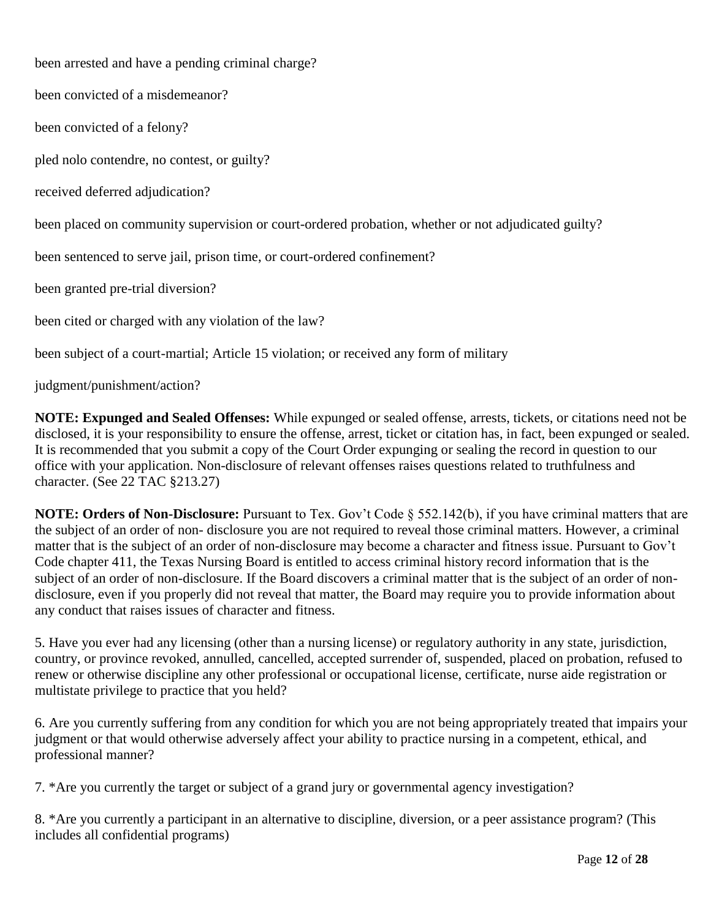been arrested and have a pending criminal charge?

been convicted of a misdemeanor?

been convicted of a felony?

pled nolo contendre, no contest, or guilty?

received deferred adjudication?

been placed on community supervision or court-ordered probation, whether or not adjudicated guilty?

been sentenced to serve jail, prison time, or court-ordered confinement?

been granted pre-trial diversion?

been cited or charged with any violation of the law?

been subject of a court-martial; Article 15 violation; or received any form of military

judgment/punishment/action?

**NOTE: Expunged and Sealed Offenses:** While expunged or sealed offense, arrests, tickets, or citations need not be disclosed, it is your responsibility to ensure the offense, arrest, ticket or citation has, in fact, been expunged or sealed. It is recommended that you submit a copy of the Court Order expunging or sealing the record in question to our office with your application. Non-disclosure of relevant offenses raises questions related to truthfulness and character. (See 22 TAC §213.27)

**NOTE: Orders of Non-Disclosure:** Pursuant to Tex. Gov't Code § 552.142(b), if you have criminal matters that are the subject of an order of non- disclosure you are not required to reveal those criminal matters. However, a criminal matter that is the subject of an order of non-disclosure may become a character and fitness issue. Pursuant to Gov't Code chapter 411, the Texas Nursing Board is entitled to access criminal history record information that is the subject of an order of non-disclosure. If the Board discovers a criminal matter that is the subject of an order of non-disclosure, even if you properly did not reveal that matter, the Board may require you to provide information about any conduct that raises issues of character and fitness.

5. Have you ever had any licensing (other than a nursing license) or regulatory authority in any state, jurisdiction, country, or province revoked, annulled, cancelled, accepted surrender of, suspended, placed on probation, refused to renew or otherwise discipline any other professional or occupational license, certificate, nurse aide registration or multistate privilege to practice that you held?

6. Are you currently suffering from any condition for which you are not being appropriately treated that impairs your judgment or that would otherwise adversely affect your ability to practice nursing in a competent, ethical, and professional manner?

7. *Are you currently the target or subject of a grand jury or governmental agency investigation?

8. *Are you currently a participant in an alternative to discipline, diversion, or a peer assistance program? (This includes all confidential programs)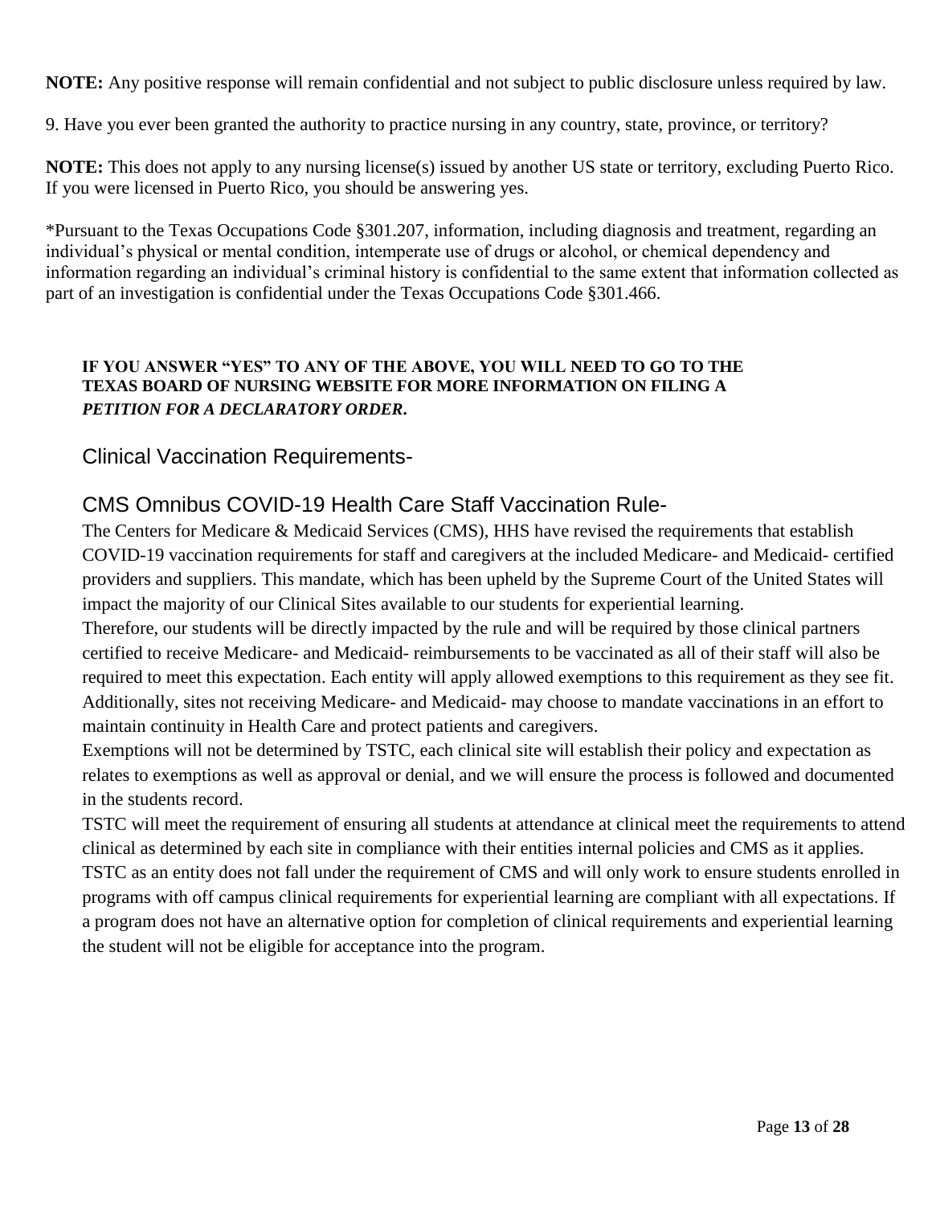**NOTE:** Any positive response will remain confidential and not subject to public disclosure unless required by law.

9. Have you ever been granted the authority to practice nursing in any country, state, province, or territory?

**NOTE:** This does not apply to any nursing license(s) issued by another US state or territory, excluding Puerto Rico. If you were licensed in Puerto Rico, you should be answering yes.

*Pursuant to the Texas Occupations Code §301.207, information, including diagnosis and treatment, regarding an individual's physical or mental condition, intemperate use of drugs or alcohol, or chemical dependency and information regarding an individual's criminal history is confidential to the same extent that information collected as part of an investigation is confidential under the Texas Occupations Code §301.466.

**IF YOU ANSWER "YES" TO ANY OF THE ABOVE, YOU WILL NEED TO GO TO THE TEXAS BOARD OF NURSING WEBSITE FOR MORE INFORMATION ON FILING A *PETITION FOR A DECLARATORY ORDER*.**

## Clinical Vaccination Requirements-

## CMS Omnibus COVID-19 Health Care Staff Vaccination Rule-

The Centers for Medicare & Medicaid Services (CMS), HHS have revised the requirements that establish COVID-19 vaccination requirements for staff and caregivers at the included Medicare- and Medicaid- certified providers and suppliers. This mandate, which has been upheld by the Supreme Court of the United States will impact the majority of our Clinical Sites available to our students for experiential learning.

Therefore, our students will be directly impacted by the rule and will be required by those clinical partners certified to receive Medicare- and Medicaid- reimbursements to be vaccinated as all of their staff will also be required to meet this expectation. Each entity will apply allowed exemptions to this requirement as they see fit. Additionally, sites not receiving Medicare- and Medicaid- may choose to mandate vaccinations in an effort to maintain continuity in Health Care and protect patients and caregivers.

Exemptions will not be determined by TSTC, each clinical site will establish their policy and expectation as relates to exemptions as well as approval or denial, and we will ensure the process is followed and documented in the students record.

TSTC will meet the requirement of ensuring all students at attendance at clinical meet the requirements to attend clinical as determined by each site in compliance with their entities internal policies and CMS as it applies.

TSTC as an entity does not fall under the requirement of CMS and will only work to ensure students enrolled in programs with off campus clinical requirements for experiential learning are compliant with all expectations. If a program does not have an alternative option for completion of clinical requirements and experiential learning the student will not be eligible for acceptance into the program.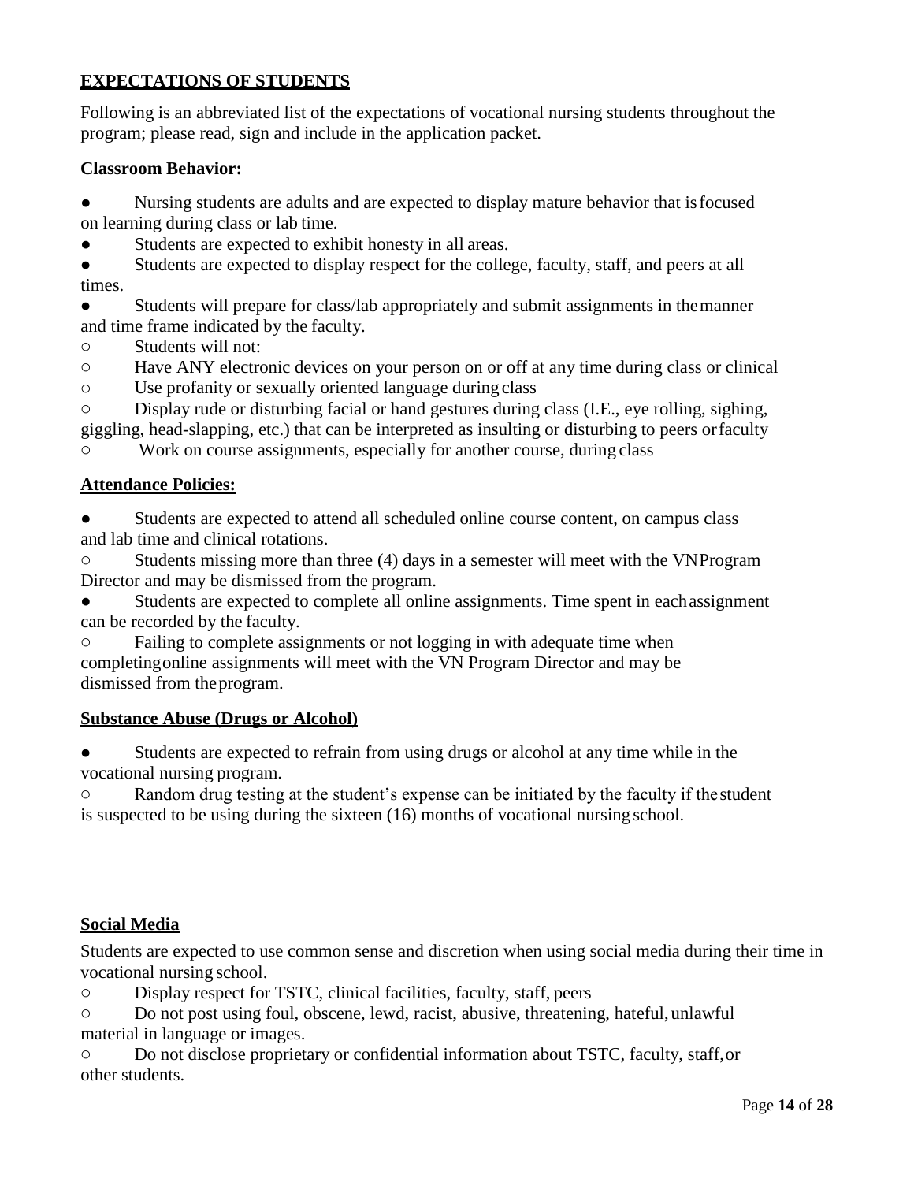## EXPECTATIONS OF STUDENTS

Following is an abbreviated list of the expectations of vocational nursing students throughout the program; please read, sign and include in the application packet.

**Classroom Behavior:**

- Nursing students are adults and are expected to display mature behavior that is focused on learning during class or lab time.
- Students are expected to exhibit honesty in all areas.
- Students are expected to display respect for the college, faculty, staff, and peers at all times.
- Students will prepare for class/lab appropriately and submit assignments in the manner and time frame indicated by the faculty.
  - Students will not:
  - Have ANY electronic devices on your person on or off at any time during class or clinical
  - Use profanity or sexually oriented language during class
  - Display rude or disturbing facial or hand gestures during class (I.E., eye rolling, sighing, giggling, head-slapping, etc.) that can be interpreted as insulting or disturbing to peers or faculty
  - Work on course assignments, especially for another course, during class

**Attendance Policies:**

- Students are expected to attend all scheduled online course content, on campus class and lab time and clinical rotations.
  - Students missing more than three (4) days in a semester will meet with the VN Program Director and may be dismissed from the program.
- Students are expected to complete all online assignments. Time spent in each assignment can be recorded by the faculty.
  - Failing to complete assignments or not logging in with adequate time when completing online assignments will meet with the VN Program Director and may be dismissed from the program.

**Substance Abuse (Drugs or Alcohol)**

- Students are expected to refrain from using drugs or alcohol at any time while in the vocational nursing program.
  - Random drug testing at the student's expense can be initiated by the faculty if the student is suspected to be using during the sixteen (16) months of vocational nursing school.

**Social Media**

Students are expected to use common sense and discretion when using social media during their time in vocational nursing school.

- Display respect for TSTC, clinical facilities, faculty, staff, peers
- Do not post using foul, obscene, lewd, racist, abusive, threatening, hateful, unlawful material in language or images.
- Do not disclose proprietary or confidential information about TSTC, faculty, staff, or other students.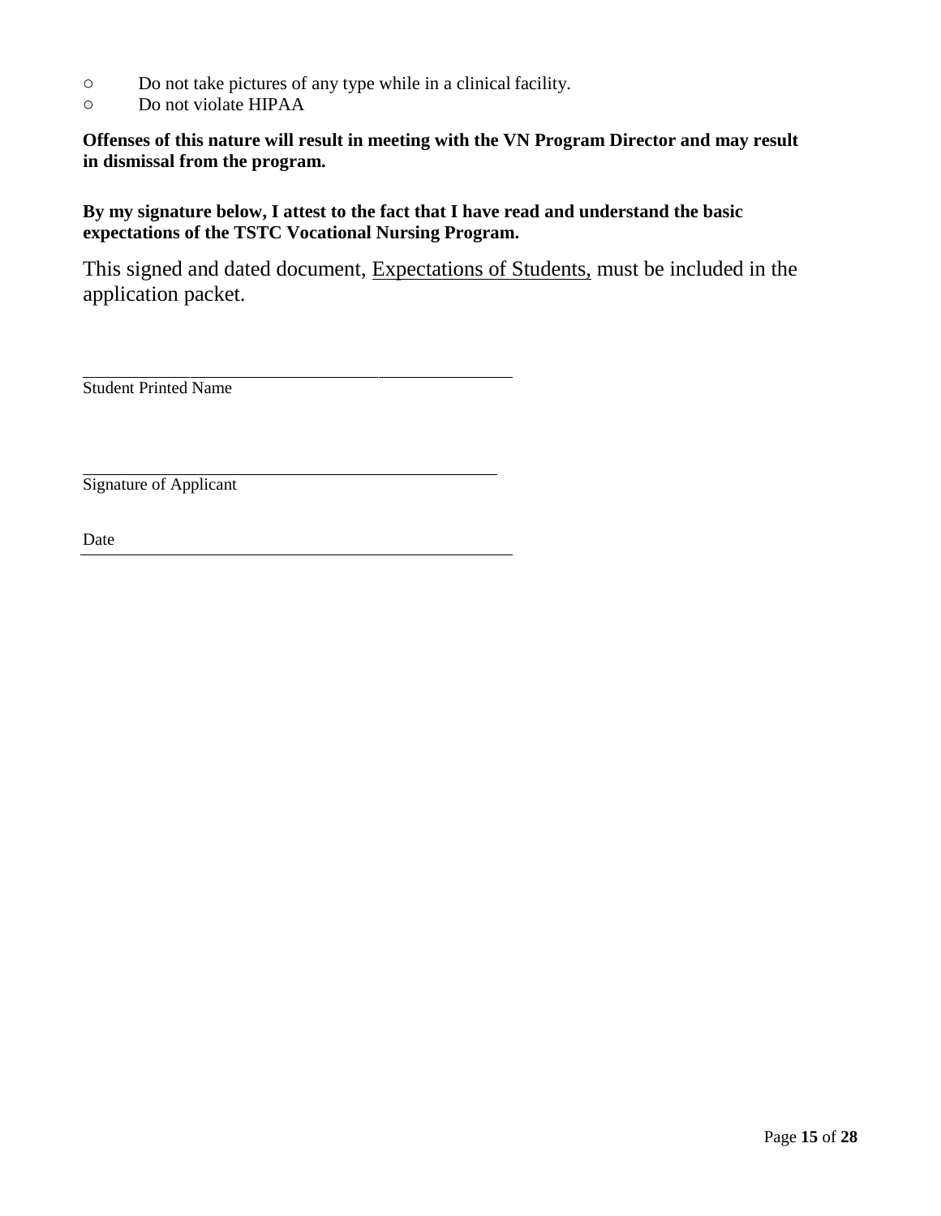- Do not take pictures of any type while in a clinical facility.
- Do not violate HIPAA

**Offenses of this nature will result in meeting with the VN Program Director and may result in dismissal from the program.**

**By my signature below, I attest to the fact that I have read and understand the basic expectations of the TSTC Vocational Nursing Program.**

This signed and dated document, <u>Expectations of Students,</u> must be included in the application packet.

\_\_\_\_\_\_\_\_\_\_\_\_\_\_\_\_\_\_\_\_\_\_\_\_\_\_\_\_\_\_\_\_\_\_\_\_\_\_\_\_\_\_\_\_\_\_
Student Printed Name

\_\_\_\_\_\_\_\_\_\_\_\_\_\_\_\_\_\_\_\_\_\_\_\_\_\_\_\_\_\_\_\_\_\_\_\_\_\_\_\_\_\_\_\_\_\_
Signature of Applicant

Date \_\_\_\_\_\_\_\_\_\_\_\_\_\_\_\_\_\_\_\_\_\_\_\_\_\_\_\_\_\_\_\_\_\_\_\_\_\_\_\_\_\_\_\_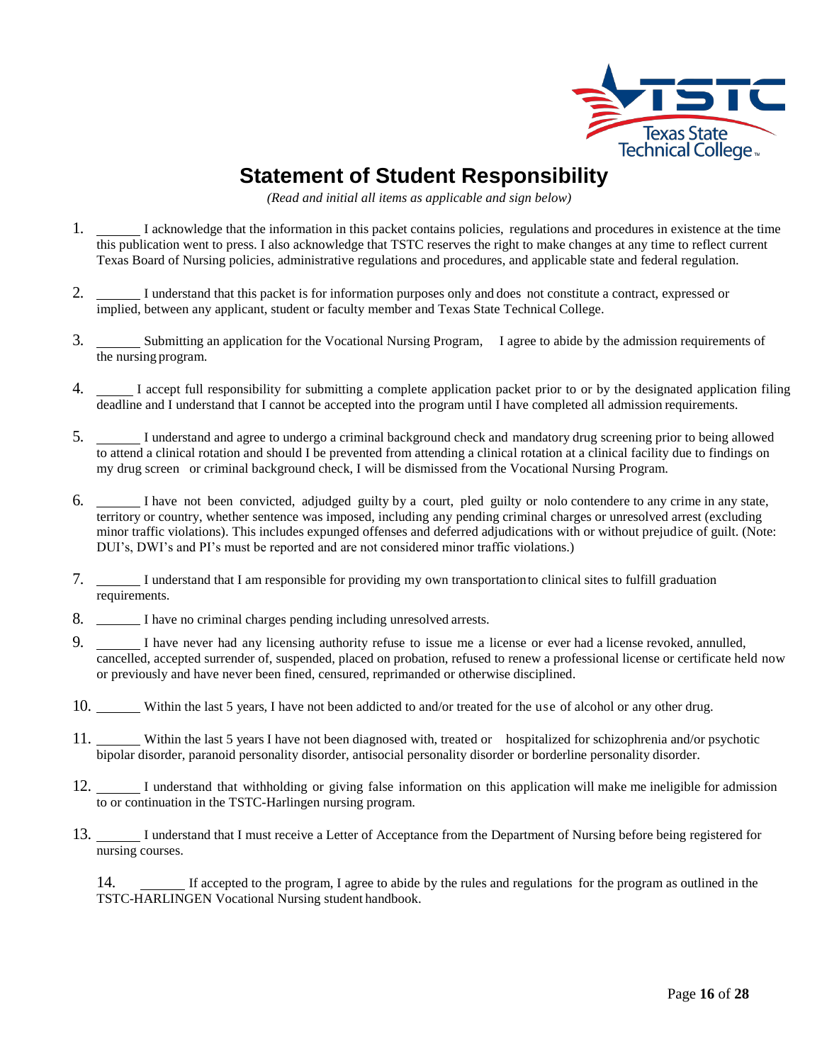# Statement of Student Responsibility

*(Read and initial all items as applicable and sign below)*

1. ______ I acknowledge that the information in this packet contains policies, regulations and procedures in existence at the time this publication went to press. I also acknowledge that TSTC reserves the right to make changes at any time to reflect current Texas Board of Nursing policies, administrative regulations and procedures, and applicable state and federal regulation.

2. ______ I understand that this packet is for information purposes only and does not constitute a contract, expressed or implied, between any applicant, student or faculty member and Texas State Technical College.

3. ______ Submitting an application for the Vocational Nursing Program, I agree to abide by the admission requirements of the nursing program.

4. ______ I accept full responsibility for submitting a complete application packet prior to or by the designated application filing deadline and I understand that I cannot be accepted into the program until I have completed all admission requirements.

5. ______ I understand and agree to undergo a criminal background check and mandatory drug screening prior to being allowed to attend a clinical rotation and should I be prevented from attending a clinical rotation at a clinical facility due to findings on my drug screen or criminal background check, I will be dismissed from the Vocational Nursing Program.

6. ______ I have not been convicted, adjudged guilty by a court, pled guilty or nolo contendere to any crime in any state, territory or country, whether sentence was imposed, including any pending criminal charges or unresolved arrest (excluding minor traffic violations). This includes expunged offenses and deferred adjudications with or without prejudice of guilt. (Note: DUI's, DWI's and PI's must be reported and are not considered minor traffic violations.)

7. ______ I understand that I am responsible for providing my own transportation to clinical sites to fulfill graduation requirements.

8. ______ I have no criminal charges pending including unresolved arrests.

9. ______ I have never had any licensing authority refuse to issue me a license or ever had a license revoked, annulled, cancelled, accepted surrender of, suspended, placed on probation, refused to renew a professional license or certificate held now or previously and have never been fined, censured, reprimanded or otherwise disciplined.

10. ______ Within the last 5 years, I have not been addicted to and/or treated for the use of alcohol or any other drug.

11. ______ Within the last 5 years I have not been diagnosed with, treated or hospitalized for schizophrenia and/or psychotic bipolar disorder, paranoid personality disorder, antisocial personality disorder or borderline personality disorder.

12. ______ I understand that withholding or giving false information on this application will make me ineligible for admission to or continuation in the TSTC-Harlingen nursing program.

13. ______ I understand that I must receive a Letter of Acceptance from the Department of Nursing before being registered for nursing courses.

14. ______ If accepted to the program, I agree to abide by the rules and regulations for the program as outlined in the TSTC-HARLINGEN Vocational Nursing student handbook.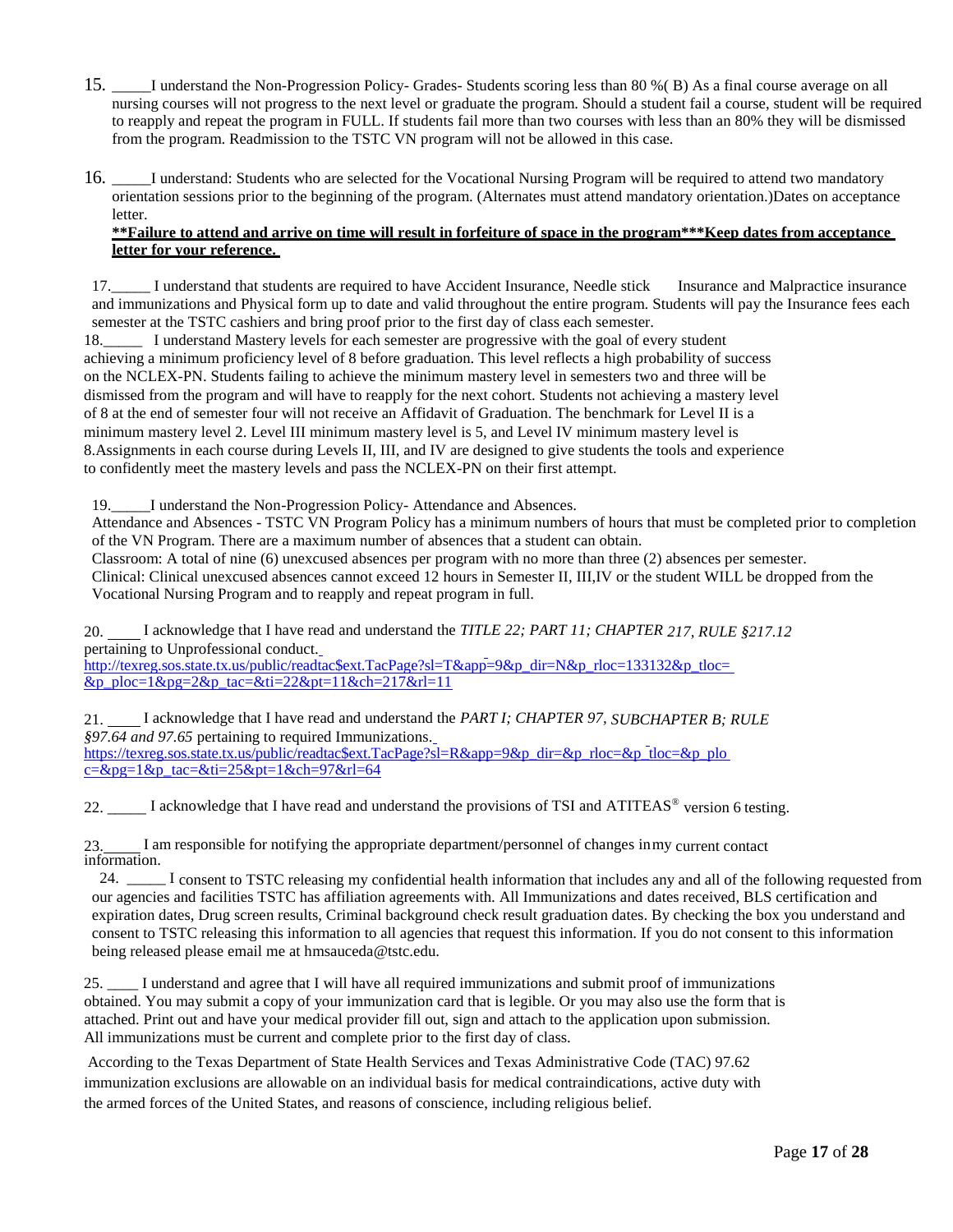15. _____I understand the Non-Progression Policy- Grades- Students scoring less than 80 %( B) As a final course average on all nursing courses will not progress to the next level or graduate the program. Should a student fail a course, student will be required to reapply and repeat the program in FULL. If students fail more than two courses with less than an 80% they will be dismissed from the program. Readmission to the TSTC VN program will not be allowed in this case.

16. _____I understand: Students who are selected for the Vocational Nursing Program will be required to attend two mandatory orientation sessions prior to the beginning of the program. (Alternates must attend mandatory orientation.)Dates on acceptance letter.
**__**Failure to attend and arrive on time will result in forfeiture of space in the program***Keep dates from acceptance letter for your reference.__**

17._____ I understand that students are required to have Accident Insurance, Needle stick Insurance and Malpractice insurance and immunizations and Physical form up to date and valid throughout the entire program. Students will pay the Insurance fees each semester at the TSTC cashiers and bring proof prior to the first day of class each semester.

18._____ I understand Mastery levels for each semester are progressive with the goal of every student achieving a minimum proficiency level of 8 before graduation. This level reflects a high probability of success on the NCLEX-PN. Students failing to achieve the minimum mastery level in semesters two and three will be dismissed from the program and will have to reapply for the next cohort. Students not achieving a mastery level of 8 at the end of semester four will not receive an Affidavit of Graduation. The benchmark for Level II is a minimum mastery level 2. Level III minimum mastery level is 5, and Level IV minimum mastery level is 8.Assignments in each course during Levels II, III, and IV are designed to give students the tools and experience to confidently meet the mastery levels and pass the NCLEX-PN on their first attempt.

19._____I understand the Non-Progression Policy- Attendance and Absences.
Attendance and Absences - TSTC VN Program Policy has a minimum numbers of hours that must be completed prior to completion of the VN Program. There are a maximum number of absences that a student can obtain.
Classroom: A total of nine (6) unexcused absences per program with no more than three (2) absences per semester.
Clinical: Clinical unexcused absences cannot exceed 12 hours in Semester II, III,IV or the student WILL be dropped from the Vocational Nursing Program and to reapply and repeat program in full.

20. ____ I acknowledge that I have read and understand the *TITLE 22; PART 11; CHAPTER 217, RULE §217.12* pertaining to Unprofessional conduct.
http://texreg.sos.state.tx.us/public/readtac$ext.TacPage?sl=T&app=9&p_dir=N&p_rloc=133132&p_tloc=&p_ploc=1&pg=2&p_tac=&ti=22&pt=11&ch=217&rl=11

21. ____ I acknowledge that I have read and understand the *PART I; CHAPTER 97, SUBCHAPTER B; RULE §97.64 and 97.65* pertaining to required Immunizations.
https://texreg.sos.state.tx.us/public/readtac$ext.TacPage?sl=R&app=9&p_dir=&p_rloc=&p_tloc=&p_ploc=&pg=1&p_tac=&ti=25&pt=1&ch=97&rl=64

22. _____ I acknowledge that I have read and understand the provisions of TSI and ATITEAS® version 6 testing.

23._____ I am responsible for notifying the appropriate department/personnel of changes in my current contact information.

24. _____ I consent to TSTC releasing my confidential health information that includes any and all of the following requested from our agencies and facilities TSTC has affiliation agreements with. All Immunizations and dates received, BLS certification and expiration dates, Drug screen results, Criminal background check result graduation dates. By checking the box you understand and consent to TSTC releasing this information to all agencies that request this information. If you do not consent to this information being released please email me at hmsauceda@tstc.edu.

25. ____ I understand and agree that I will have all required immunizations and submit proof of immunizations obtained. You may submit a copy of your immunization card that is legible. Or you may also use the form that is attached. Print out and have your medical provider fill out, sign and attach to the application upon submission. All immunizations must be current and complete prior to the first day of class.

According to the Texas Department of State Health Services and Texas Administrative Code (TAC) 97.62 immunization exclusions are allowable on an individual basis for medical contraindications, active duty with the armed forces of the United States, and reasons of conscience, including religious belief.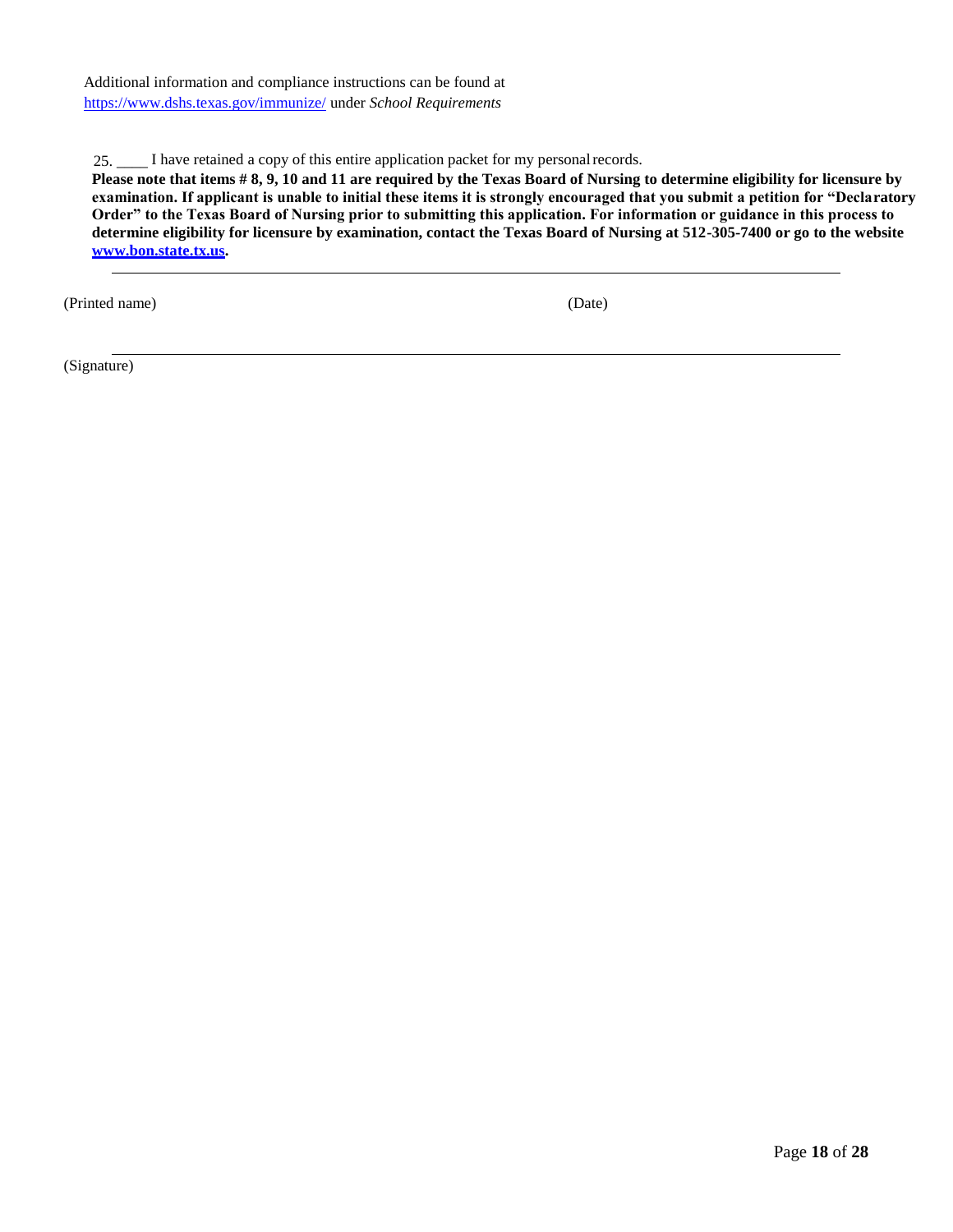Additional information and compliance instructions can be found at [https://www.dshs.texas.gov/immunize/](https://www.dshs.texas.gov/immunize/) under *School Requirements*

25. ____ I have retained a copy of this entire application packet for my personal records.

**Please note that items # 8, 9, 10 and 11 are required by the Texas Board of Nursing to determine eligibility for licensure by examination. If applicant is unable to initial these items it is strongly encouraged that you submit a petition for "Declaratory Order" to the Texas Board of Nursing prior to submitting this application. For information or guidance in this process to determine eligibility for licensure by examination, contact the Texas Board of Nursing at 512-305-7400 or go to the website [www.bon.state.tx.us](www.bon.state.tx.us).**

___________________________________________________________________________

(Printed name) (Date)

___________________________________________________________________________

(Signature)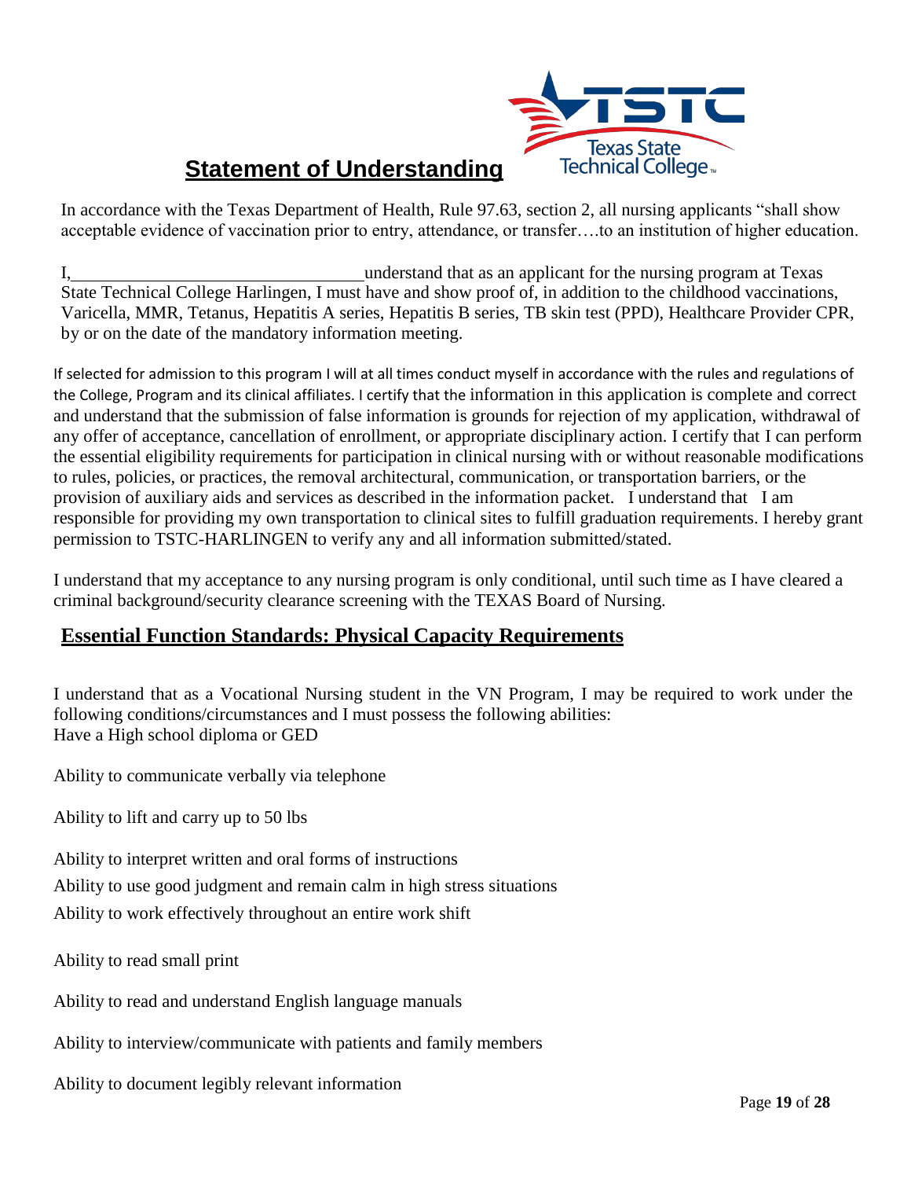## Statement of Understanding

In accordance with the Texas Department of Health, Rule 97.63, section 2, all nursing applicants "shall show acceptable evidence of vaccination prior to entry, attendance, or transfer….to an institution of higher education.

I,\_\_\_\_\_\_\_\_\_\_\_\_\_\_\_\_\_\_\_\_\_\_\_\_\_\_\_\_\_\_\_\_understand that as an applicant for the nursing program at Texas State Technical College Harlingen, I must have and show proof of, in addition to the childhood vaccinations, Varicella, MMR, Tetanus, Hepatitis A series, Hepatitis B series, TB skin test (PPD), Healthcare Provider CPR, by or on the date of the mandatory information meeting.

If selected for admission to this program I will at all times conduct myself in accordance with the rules and regulations of the College, Program and its clinical affiliates. I certify that the information in this application is complete and correct and understand that the submission of false information is grounds for rejection of my application, withdrawal of any offer of acceptance, cancellation of enrollment, or appropriate disciplinary action. I certify that I can perform the essential eligibility requirements for participation in clinical nursing with or without reasonable modifications to rules, policies, or practices, the removal architectural, communication, or transportation barriers, or the provision of auxiliary aids and services as described in the information packet. I understand that I am responsible for providing my own transportation to clinical sites to fulfill graduation requirements. I hereby grant permission to TSTC-HARLINGEN to verify any and all information submitted/stated.

I understand that my acceptance to any nursing program is only conditional, until such time as I have cleared a criminal background/security clearance screening with the TEXAS Board of Nursing.

### Essential Function Standards: Physical Capacity Requirements

I understand that as a Vocational Nursing student in the VN Program, I may be required to work under the following conditions/circumstances and I must possess the following abilities:
Have a High school diploma or GED

Ability to communicate verbally via telephone

Ability to lift and carry up to 50 lbs

Ability to interpret written and oral forms of instructions

Ability to use good judgment and remain calm in high stress situations

Ability to work effectively throughout an entire work shift

Ability to read small print

Ability to read and understand English language manuals

Ability to interview/communicate with patients and family members

Ability to document legibly relevant information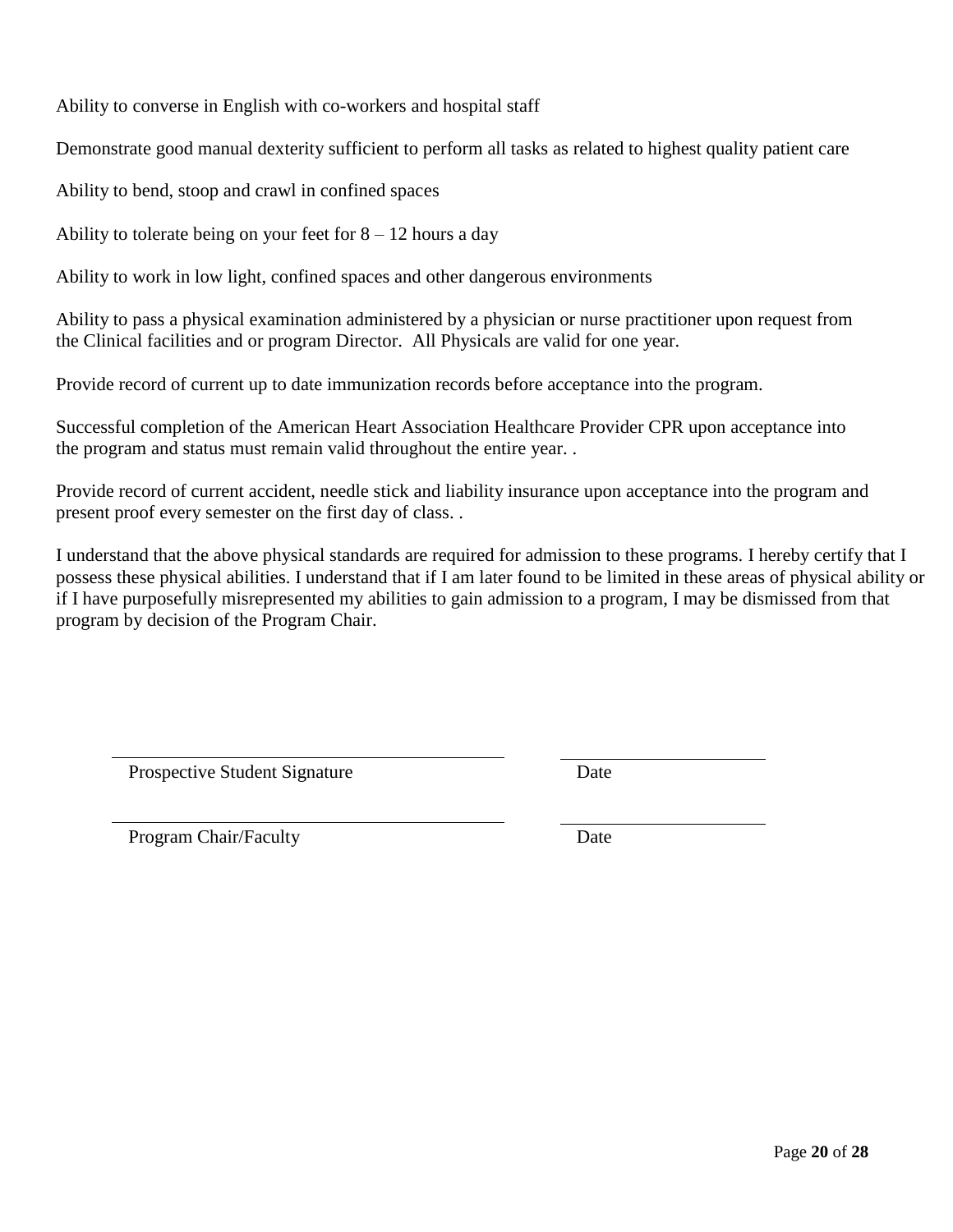Ability to converse in English with co-workers and hospital staff

Demonstrate good manual dexterity sufficient to perform all tasks as related to highest quality patient care

Ability to bend, stoop and crawl in confined spaces

Ability to tolerate being on your feet for 8 – 12 hours a day

Ability to work in low light, confined spaces and other dangerous environments

Ability to pass a physical examination administered by a physician or nurse practitioner upon request from the Clinical facilities and or program Director.  All Physicals are valid for one year.

Provide record of current up to date immunization records before acceptance into the program.

Successful completion of the American Heart Association Healthcare Provider CPR upon acceptance into the program and status must remain valid throughout the entire year. .

Provide record of current accident, needle stick and liability insurance upon acceptance into the program and present proof every semester on the first day of class. .

I understand that the above physical standards are required for admission to these programs. I hereby certify that I possess these physical abilities. I understand that if I am later found to be limited in these areas of physical ability or if I have purposefully misrepresented my abilities to gain admission to a program, I may be dismissed from that program by decision of the Program Chair.

\_\_\_\_\_\_\_\_\_\_\_\_\_\_\_\_\_\_\_\_\_\_\_\_\_\_\_\_\_\_\_\_\_\_\_\_\_\_ \_\_\_\_\_\_\_\_\_\_\_\_\_\_\_\_\_\_\_\_

Prospective Student Signature Date

\_\_\_\_\_\_\_\_\_\_\_\_\_\_\_\_\_\_\_\_\_\_\_\_\_\_\_\_\_\_\_\_\_\_\_\_\_\_ \_\_\_\_\_\_\_\_\_\_\_\_\_\_\_\_\_\_\_\_

Program Chair/Faculty Date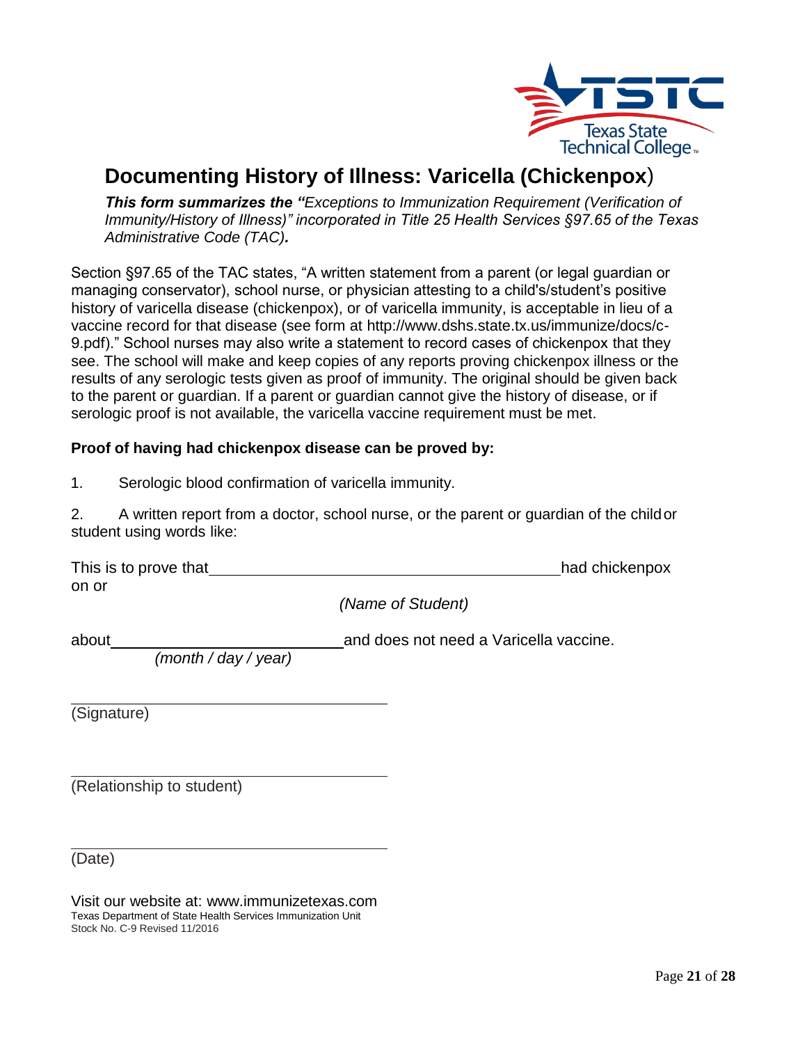# Documenting History of Illness: Varicella (Chickenpox)

***This form summarizes the "****Exceptions to Immunization Requirement (Verification of Immunity/History of Illness)" incorporated in Title 25 Health Services §97.65 of the Texas Administrative Code (TAC)***.**

Section §97.65 of the TAC states, "A written statement from a parent (or legal guardian or managing conservator), school nurse, or physician attesting to a child's/student's positive history of varicella disease (chickenpox), or of varicella immunity, is acceptable in lieu of a vaccine record for that disease (see form at http://www.dshs.state.tx.us/immunize/docs/c-9.pdf)." School nurses may also write a statement to record cases of chickenpox that they see. The school will make and keep copies of any reports proving chickenpox illness or the results of any serologic tests given as proof of immunity. The original should be given back to the parent or guardian. If a parent or guardian cannot give the history of disease, or if serologic proof is not available, the varicella vaccine requirement must be met.

**Proof of having had chickenpox disease can be proved by:**

1. Serologic blood confirmation of varicella immunity.

2. A written report from a doctor, school nurse, or the parent or guardian of the child or student using words like:

This is to prove that ________________________________________ had chickenpox on or

*(Name of Student)*

about ___________________________ and does not need a Varicella vaccine.

*(month / day / year)*

______________________________________

(Signature)

______________________________________

(Relationship to student)

______________________________________

(Date)

Visit our website at: www.immunizetexas.com

Texas Department of State Health Services Immunization Unit

Stock No. C-9 Revised 11/2016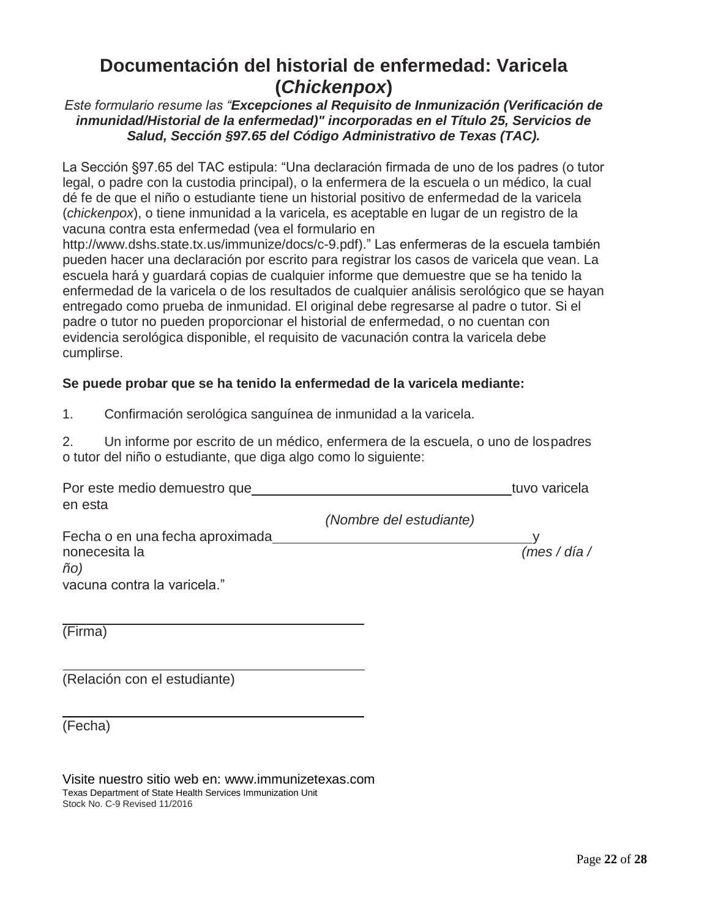# Documentación del historial de enfermedad: Varicela (*Chickenpox*)

*Este formulario resume las "**Excepciones al Requisito de Inmunización (Verificación de inmunidad/Historial de la enfermedad)" incorporadas en el Título 25, Servicios de Salud, Sección §97.65 del Código Administrativo de Texas (TAC).***

La Sección §97.65 del TAC estipula: "Una declaración firmada de uno de los padres (o tutor legal, o padre con la custodia principal), o la enfermera de la escuela o un médico, la cual dé fe de que el niño o estudiante tiene un historial positivo de enfermedad de la varicela (*chickenpox*), o tiene inmunidad a la varicela, es aceptable en lugar de un registro de la vacuna contra esta enfermedad (vea el formulario en http://www.dshs.state.tx.us/immunize/docs/c-9.pdf)." Las enfermeras de la escuela también pueden hacer una declaración por escrito para registrar los casos de varicela que vean. La escuela hará y guardará copias de cualquier informe que demuestre que se ha tenido la enfermedad de la varicela o de los resultados de cualquier análisis serológico que se hayan entregado como prueba de inmunidad. El original debe regresarse al padre o tutor. Si el padre o tutor no pueden proporcionar el historial de enfermedad, o no cuentan con evidencia serológica disponible, el requisito de vacunación contra la varicela debe cumplirse.

**Se puede probar que se ha tenido la enfermedad de la varicela mediante:**

1. Confirmación serológica sanguínea de inmunidad a la varicela.

2. Un informe por escrito de un médico, enfermera de la escuela, o uno de los padres o tutor del niño o estudiante, que diga algo como lo siguiente:

Por este medio demuestro que ____________________________________ tuvo varicela en esta
*(Nombre del estudiante)*
Fecha o en una fecha aproximada ____________________________________ y no necesita la
*(mes / día / ño)*
vacuna contra la varicela."

_______________________________________
(Firma)

_______________________________________
(Relación con el estudiante)

_______________________________________
(Fecha)

Visite nuestro sitio web en: www.immunizetexas.com
Texas Department of State Health Services Immunization Unit
Stock No. C-9 Revised 11/2016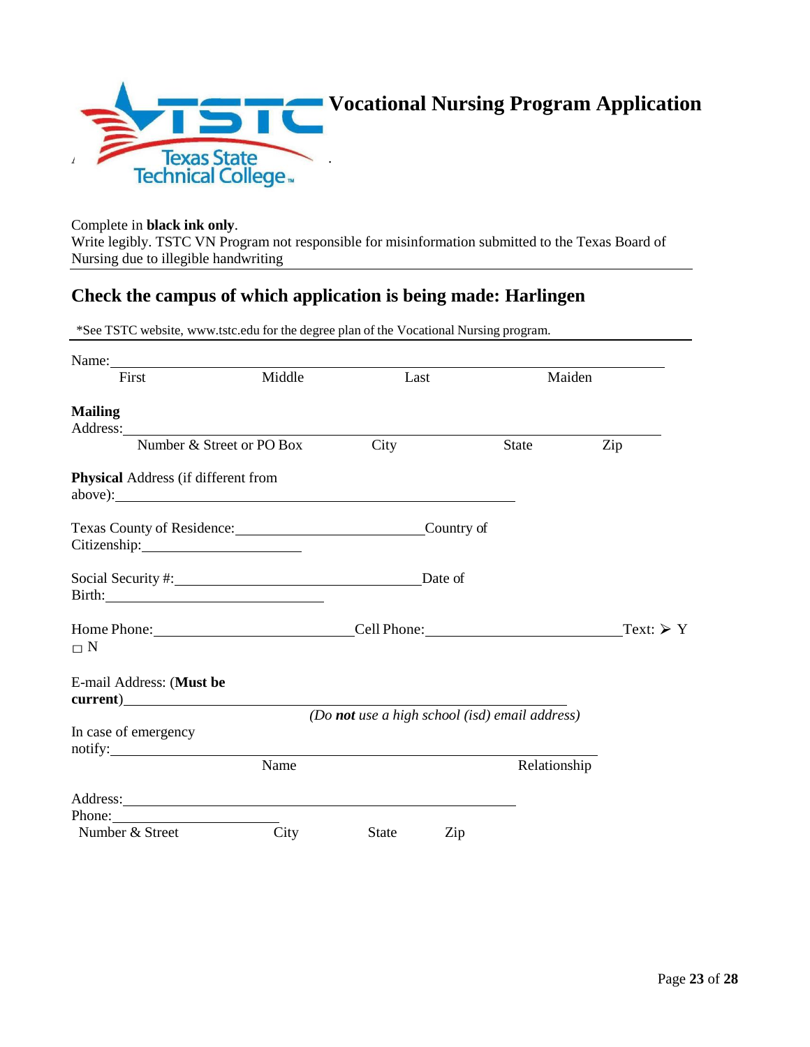# Vocational Nursing Program Application

Complete in **black ink only**.
Write legibly. TSTC VN Program not responsible for misinformation submitted to the Texas Board of Nursing due to illegible handwriting

## Check the campus of which application is being made: Harlingen

*See TSTC website, www.tstc.edu for the degree plan of the Vocational Nursing program.

Name: ______________________________________________________________________
First Middle Last Maiden

**Mailing** Address: ______________________________________________________________________
Number & Street or PO Box City State Zip

**Physical** Address (if different from above): ____________________________________________

Texas County of Residence: ________________________ Country of Citizenship: ____________________

Social Security #: ______________________________ Date of Birth: ____________________________

Home Phone: _________________________ Cell Phone: _________________________ Text: ➢ Y ☐ N

E-mail Address: (**Must be current**) ____________________________________________
*(Do **not** use a high school (isd) email address)*

In case of emergency notify: ______________________________________________________________
Name Relationship

Address: ____________________________________________
Phone: ______________________
Number & Street City State Zip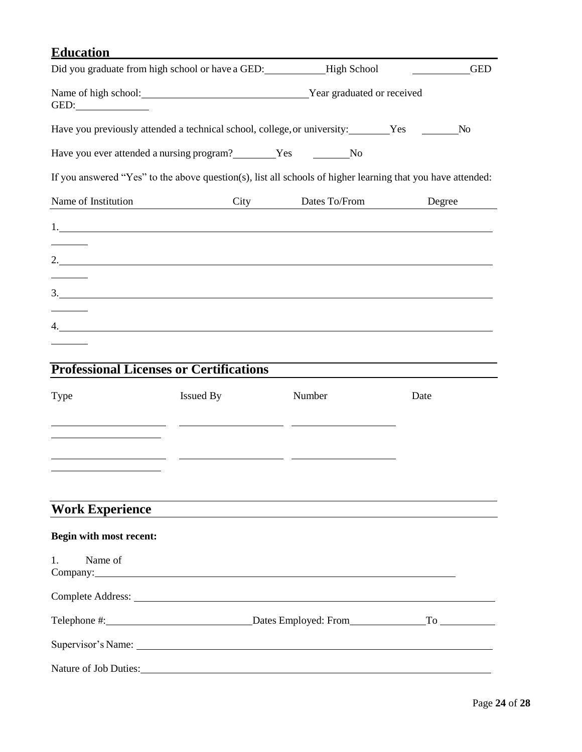## Education

Did you graduate from high school or have a GED: ___________ High School ___________ GED

Name of high school: ______________________________ Year graduated or received GED: ______________

Have you previously attended a technical school, college, or university: ________ Yes _______ No

Have you ever attended a nursing program? ________ Yes _______ No

If you answered "Yes" to the above question(s), list all schools of higher learning that you have attended:

| Name of Institution | City | Dates To/From | Degree |
|---|---|---|---|
| 1. | | | |
| 2. | | | |
| 3. | | | |
| 4. | | | |

## Professional Licenses or Certifications

| Type | Issued By | Number | Date |
|---|---|---|---|
| | | | |
| | | | |

## Work Experience

**Begin with most recent:**

1. Name of Company: ______________________________________________

Complete Address: ______________________________________________

Telephone #: __________________________ Dates Employed: From ______________ To __________

Supervisor's Name: ______________________________________________

Nature of Job Duties: ______________________________________________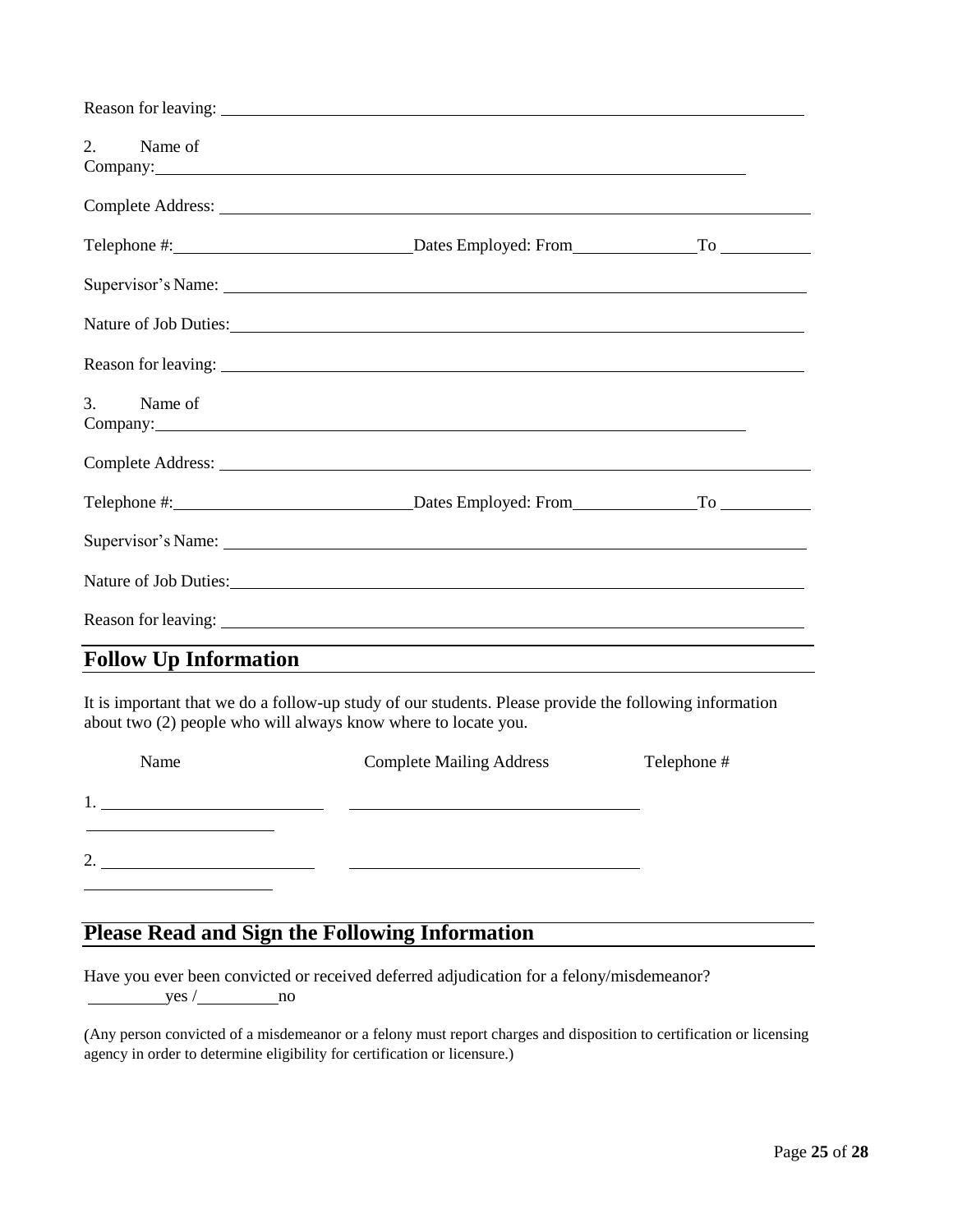Reason for leaving: ______________________________________________

2. Name of Company: ______________________________________________

Complete Address: ______________________________________________

Telephone #: ____________________ Dates Employed: From __________ To __________

Supervisor's Name: ______________________________________________

Nature of Job Duties: ______________________________________________

Reason for leaving: ______________________________________________

3. Name of Company: ______________________________________________

Complete Address: ______________________________________________

Telephone #: ____________________ Dates Employed: From __________ To __________

Supervisor's Name: ______________________________________________

Nature of Job Duties: ______________________________________________

Reason for leaving: ______________________________________________

## Follow Up Information

It is important that we do a follow-up study of our students. Please provide the following information about two (2) people who will always know where to locate you.

| Name | Complete Mailing Address | Telephone # |
|---|---|---|
| 1. ____________________ | ____________________ | |
| 2. ____________________ | ____________________ | |

## Please Read and Sign the Following Information

Have you ever been convicted or received deferred adjudication for a felony/misdemeanor?
________ yes / ________ no

(Any person convicted of a misdemeanor or a felony must report charges and disposition to certification or licensing agency in order to determine eligibility for certification or licensure.)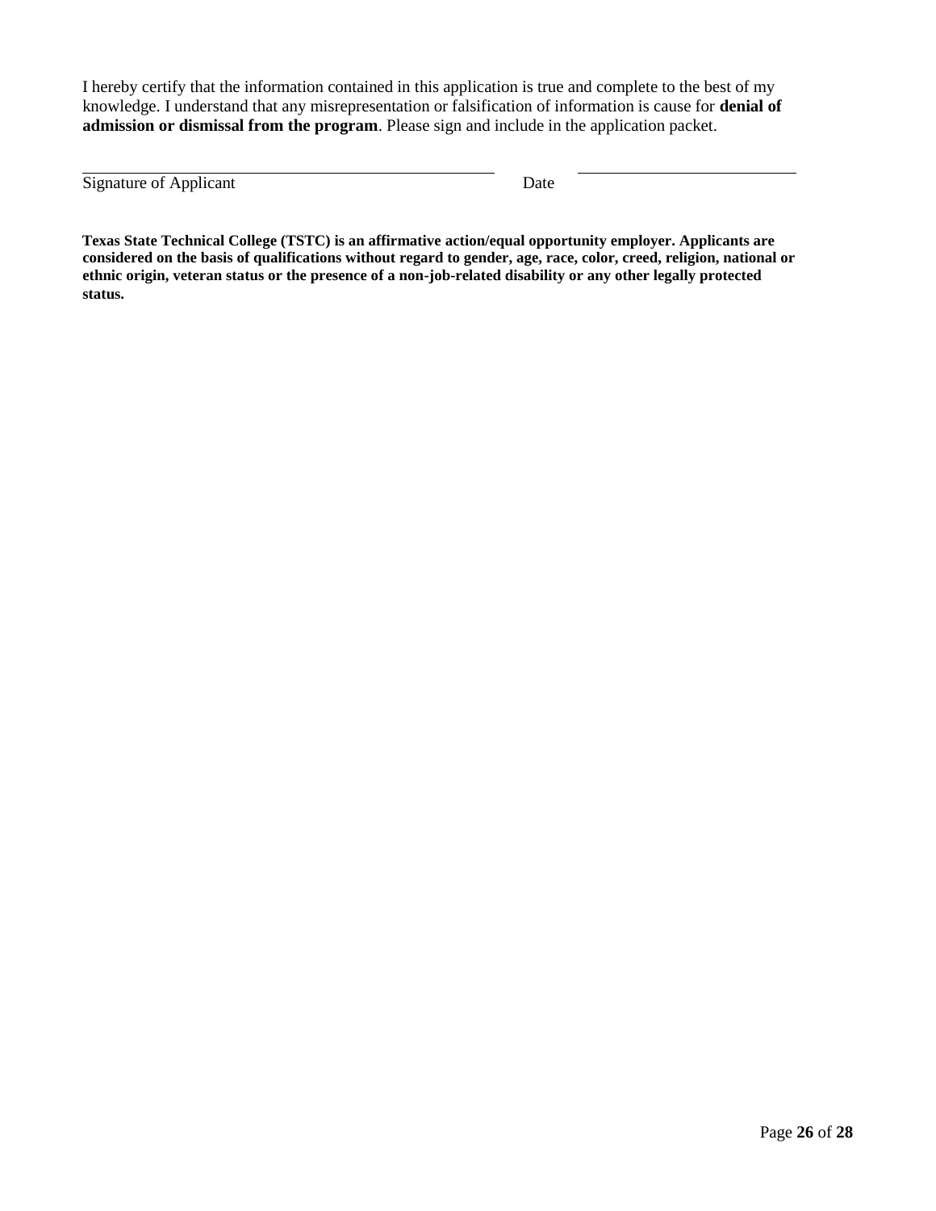I hereby certify that the information contained in this application is true and complete to the best of my knowledge. I understand that any misrepresentation or falsification of information is cause for **denial of admission or dismissal from the program**. Please sign and include in the application packet.

\_\_\_\_\_\_\_\_\_\_\_\_\_\_\_\_\_\_\_\_\_\_\_\_\_\_\_\_\_\_\_\_\_\_\_\_\_\_\_\_ Date \_\_\_\_\_\_\_\_\_\_\_\_\_\_\_\_\_\_\_\_\_\_

Signature of Applicant

**Texas State Technical College (TSTC) is an affirmative action/equal opportunity employer. Applicants are considered on the basis of qualifications without regard to gender, age, race, color, creed, religion, national or ethnic origin, veteran status or the presence of a non-job-related disability or any other legally protected status.**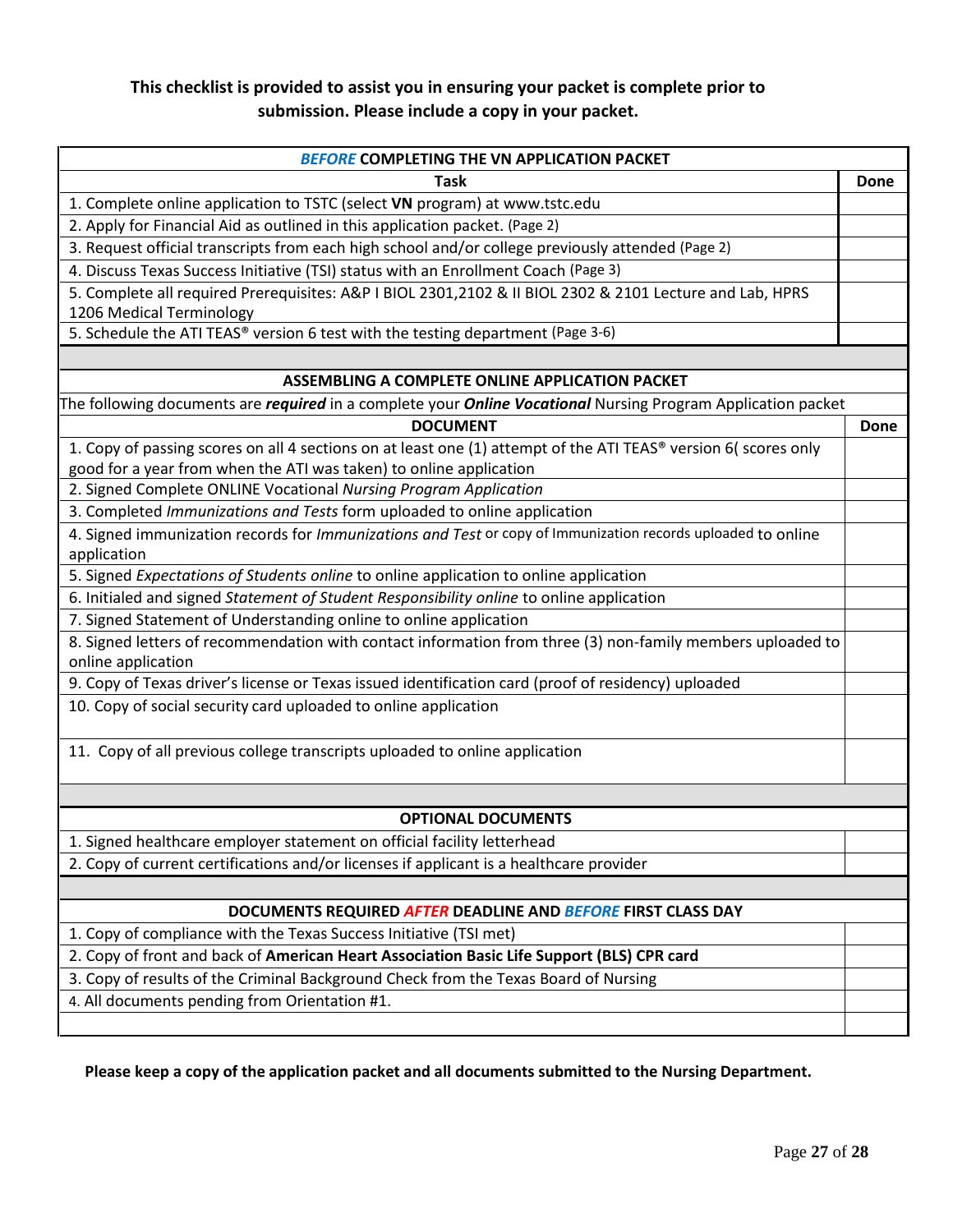**This checklist is provided to assist you in ensuring your packet is complete prior to submission. Please include a copy in your packet.**

| ***BEFORE* COMPLETING THE VN APPLICATION PACKET** | |
|---|---|
| **Task** | **Done** |
| 1. Complete online application to TSTC (select **VN** program) at www.tstc.edu | |
| 2. Apply for Financial Aid as outlined in this application packet. (Page 2) | |
| 3. Request official transcripts from each high school and/or college previously attended (Page 2) | |
| 4. Discuss Texas Success Initiative (TSI) status with an Enrollment Coach (Page 3) | |
| 5. Complete all required Prerequisites: A&P I BIOL 2301,2102 & II BIOL 2302 & 2101 Lecture and Lab, HPRS 1206 Medical Terminology | |
| 5. Schedule the ATI TEAS® version 6 test with the testing department (Page 3-6) | |

| **ASSEMBLING A COMPLETE ONLINE APPLICATION PACKET** | |
|---|---|
| The following documents are ***required*** in a complete your ***Online Vocational*** Nursing Program Application packet | |
| **DOCUMENT** | **Done** |
| 1. Copy of passing scores on all 4 sections on at least one (1) attempt of the ATI TEAS® version 6( scores only good for a year from when the ATI was taken) to online application | |
| 2. Signed Complete ONLINE Vocational *Nursing Program Application* | |
| 3. Completed *Immunizations and Tests* form uploaded to online application | |
| 4. Signed immunization records for *Immunizations and Test* or copy of Immunization records uploaded to online application | |
| 5. Signed *Expectations of Students online* to online application to online application | |
| 6. Initialed and signed *Statement of Student Responsibility online* to online application | |
| 7. Signed Statement of Understanding online to online application | |
| 8. Signed letters of recommendation with contact information from three (3) non-family members uploaded to online application | |
| 9. Copy of Texas driver's license or Texas issued identification card (proof of residency) uploaded | |
| 10. Copy of social security card uploaded to online application | |
| 11. Copy of all previous college transcripts uploaded to online application | |

| **OPTIONAL DOCUMENTS** | |
|---|---|
| 1. Signed healthcare employer statement on official facility letterhead | |
| 2. Copy of current certifications and/or licenses if applicant is a healthcare provider | |

| **DOCUMENTS REQUIRED *AFTER* DEADLINE AND *BEFORE* FIRST CLASS DAY** | |
|---|---|
| 1. Copy of compliance with the Texas Success Initiative (TSI met) | |
| 2. Copy of front and back of **American Heart Association Basic Life Support (BLS) CPR card** | |
| 3. Copy of results of the Criminal Background Check from the Texas Board of Nursing | |
| 4. All documents pending from Orientation #1. | |
| | |

**Please keep a copy of the application packet and all documents submitted to the Nursing Department.**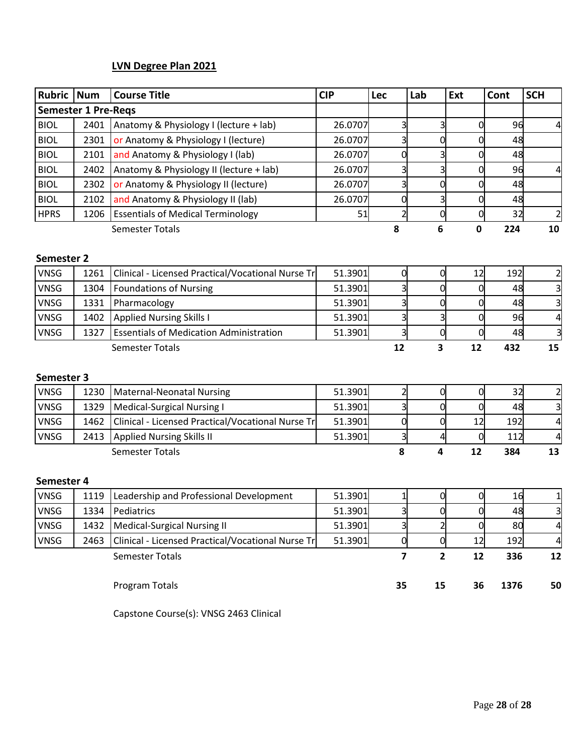## LVN Degree Plan 2021

| Rubric | Num | Course Title | CIP | Lec | Lab | Ext | Cont | SCH |
|---|---|---|---|---|---|---|---|---|
| **Semester 1 Pre-Reqs** | | | | | | | | |
| BIOL | 2401 | Anatomy & Physiology I (lecture + lab) | 26.0707 | 3 | 3 | 0 | 96 | 4 |
| BIOL | 2301 | or Anatomy & Physiology I (lecture) | 26.0707 | 3 | 0 | 0 | 48 | |
| BIOL | 2101 | and Anatomy & Physiology I (lab) | 26.0707 | 0 | 3 | 0 | 48 | |
| BIOL | 2402 | Anatomy & Physiology II (lecture + lab) | 26.0707 | 3 | 3 | 0 | 96 | 4 |
| BIOL | 2302 | or Anatomy & Physiology II (lecture) | 26.0707 | 3 | 0 | 0 | 48 | |
| BIOL | 2102 | and Anatomy & Physiology II (lab) | 26.0707 | 0 | 3 | 0 | 48 | |
| HPRS | 1206 | Essentials of Medical Terminology | 51 | 2 | 0 | 0 | 32 | 2 |
| | | Semester Totals | | **8** | **6** | **0** | **224** | **10** |
| **Semester 2** | | | | | | | | |
| VNSG | 1261 | Clinical - Licensed Practical/Vocational Nurse Tr | 51.3901 | 0 | 0 | 12 | 192 | 2 |
| VNSG | 1304 | Foundations of Nursing | 51.3901 | 3 | 0 | 0 | 48 | 3 |
| VNSG | 1331 | Pharmacology | 51.3901 | 3 | 0 | 0 | 48 | 3 |
| VNSG | 1402 | Applied Nursing Skills I | 51.3901 | 3 | 3 | 0 | 96 | 4 |
| VNSG | 1327 | Essentials of Medication Administration | 51.3901 | 3 | 0 | 0 | 48 | 3 |
| | | Semester Totals | | **12** | **3** | **12** | **432** | **15** |
| **Semester 3** | | | | | | | | |
| VNSG | 1230 | Maternal-Neonatal Nursing | 51.3901 | 2 | 0 | 0 | 32 | 2 |
| VNSG | 1329 | Medical-Surgical Nursing I | 51.3901 | 3 | 0 | 0 | 48 | 3 |
| VNSG | 1462 | Clinical - Licensed Practical/Vocational Nurse Tr | 51.3901 | 0 | 0 | 12 | 192 | 4 |
| VNSG | 2413 | Applied Nursing Skills II | 51.3901 | 3 | 4 | 0 | 112 | 4 |
| | | Semester Totals | | **8** | **4** | **12** | **384** | **13** |
| **Semester 4** | | | | | | | | |
| VNSG | 1119 | Leadership and Professional Development | 51.3901 | 1 | 0 | 0 | 16 | 1 |
| VNSG | 1334 | Pediatrics | 51.3901 | 3 | 0 | 0 | 48 | 3 |
| VNSG | 1432 | Medical-Surgical Nursing II | 51.3901 | 3 | 2 | 0 | 80 | 4 |
| VNSG | 2463 | Clinical - Licensed Practical/Vocational Nurse Tr | 51.3901 | 0 | 0 | 12 | 192 | 4 |
| | | Semester Totals | | **7** | **2** | **12** | **336** | **12** |
| | | Program Totals | | **35** | **15** | **36** | **1376** | **50** |

Capstone Course(s): VNSG 2463 Clinical